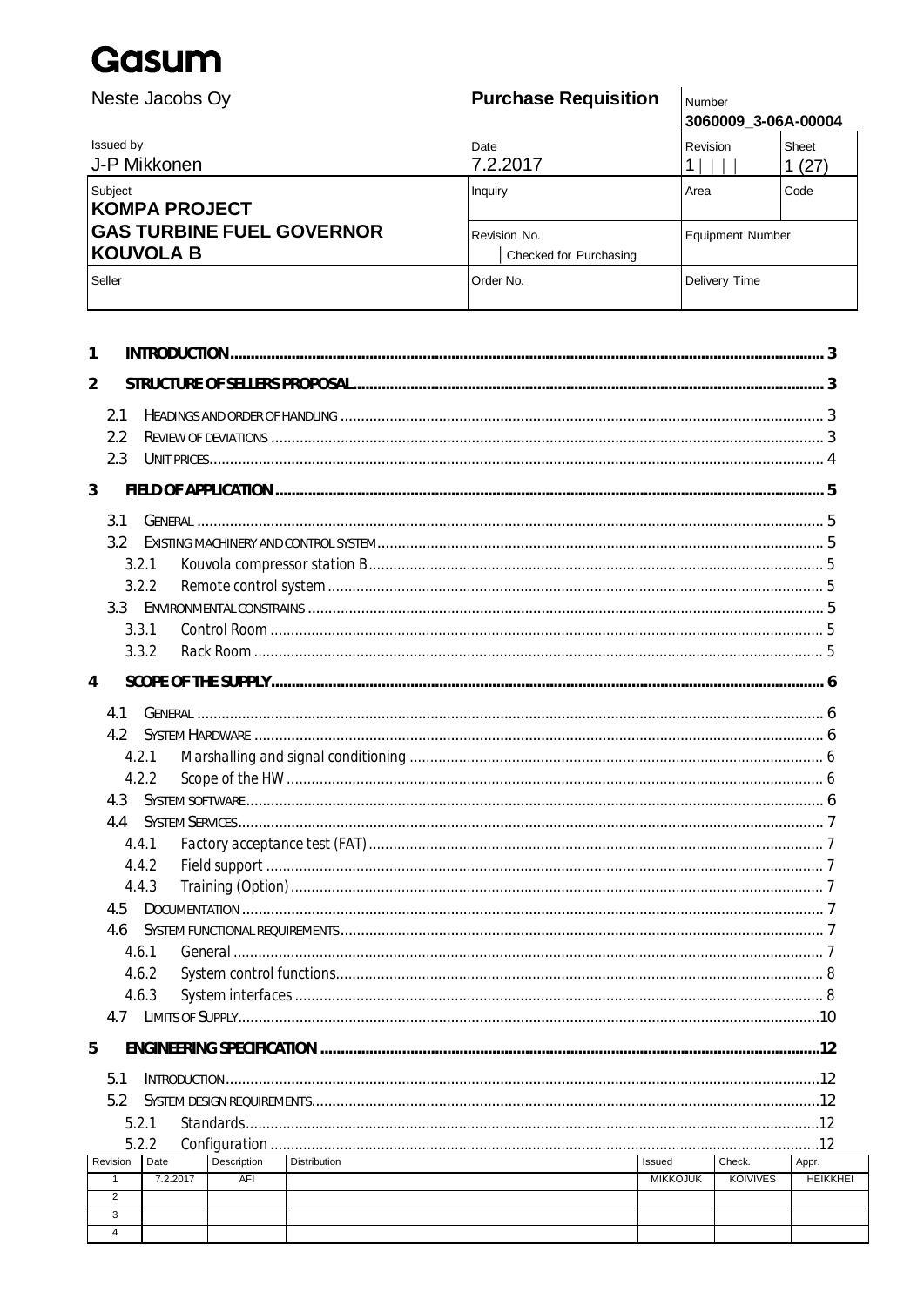# Gasum

| Neste Jacobs Oy | Purchase Requisition | Number 3060009_3-06A-00004 | |
|---|---|---|---|
| Issued by J-P Mikkonen | Date 7.2.2017 | Revision 1 | Sheet 1 (27) |
| Subject **KOMPA PROJECT** | Inquiry | Area | Code |
| **GAS TURBINE FUEL GOVERNOR KOUVOLA B** | Revision No. / Checked for Purchasing | Equipment Number | |
| Seller | Order No. | Delivery Time | |

1 INTRODUCTION ... 3
2 STRUCTURE OF SELLERS PROPOSAL ... 3
  2.1 Headings and order of handling ... 3
  2.2 Review of deviations ... 3
  2.3 Unit prices ... 4
3 FIELD OF APPLICATION ... 5
  3.1 General ... 5
  3.2 Existing machinery and control system ... 5
    3.2.1 Kouvola compressor station B ... 5
    3.2.2 Remote control system ... 5
  3.3 Environmental constrains ... 5
    3.3.1 Control Room ... 5
    3.3.2 Rack Room ... 5
4 SCOPE OF THE SUPPLY ... 6
  4.1 General ... 6
  4.2 System Hardware ... 6
    4.2.1 Marshalling and signal conditioning ... 6
    4.2.2 Scope of the HW ... 6
  4.3 System software ... 6
  4.4 System Services ... 7
    4.4.1 Factory acceptance test (FAT) ... 7
    4.4.2 Field support ... 7
    4.4.3 Training (Option) ... 7
  4.5 Documentation ... 7
  4.6 System functional requirements ... 7
    4.6.1 General ... 7
    4.6.2 System control functions ... 8
    4.6.3 System interfaces ... 8
  4.7 Limits of Supply ... 10
5 ENGINEERING SPECIFICATION ... 12
  5.1 Introduction ... 12
  5.2 System design requirements ... 12
    5.2.1 Standards ... 12
    5.2.2 Configuration ... 12

| Revision | Date | Description | Distribution | Issued | Check. | Appr. |
|---|---|---|---|---|---|---|
| 1 | 7.2.2017 | AFI | | MIKKOJUK | KOIVIVES | HEIKKHEI |
| 2 | | | | | | |
| 3 | | | | | | |
| 4 | | | | | | |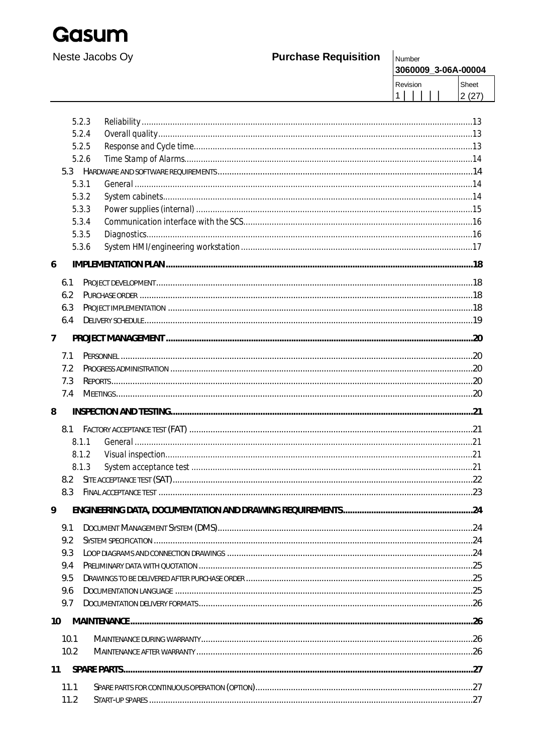5.2.3 Reliability .......... 13
5.2.4 Overall quality .......... 13
5.2.5 Response and Cycle time .......... 13
5.2.6 Time Stamp of Alarms .......... 14

5.3 HARDWARE AND SOFTWARE REQUIREMENTS .......... 14

5.3.1 General .......... 14
5.3.2 System cabinets .......... 14
5.3.3 Power supplies (internal) .......... 15
5.3.4 Communication interface with the SCS .......... 16
5.3.5 Diagnostics .......... 16
5.3.6 System HMI/engineering workstation .......... 17

**6 IMPLEMENTATION PLAN .......... 18**

6.1 PROJECT DEVELOPMENT .......... 18
6.2 PURCHASE ORDER .......... 18
6.3 PROJECT IMPLEMENTATION .......... 18
6.4 DELIVERY SCHEDULE .......... 19

**7 PROJECT MANAGEMENT .......... 20**

7.1 PERSONNEL .......... 20
7.2 PROGRESS ADMINISTRATION .......... 20
7.3 REPORTS .......... 20
7.4 MEETINGS .......... 20

**8 INSPECTION AND TESTING .......... 21**

8.1 FACTORY ACCEPTANCE TEST (FAT) .......... 21

8.1.1 General .......... 21
8.1.2 Visual inspection .......... 21
8.1.3 System acceptance test .......... 21

8.2 SITE ACCEPTANCE TEST (SAT) .......... 22
8.3 FINAL ACCEPTANCE TEST .......... 23

**9 ENGINEERING DATA, DOCUMENTATION AND DRAWING REQUIREMENTS .......... 24**

9.1 DOCUMENT MANAGEMENT SYSTEM (DMS) .......... 24
9.2 SYSTEM SPECIFICATION .......... 24
9.3 LOOP DIAGRAMS AND CONNECTION DRAWINGS .......... 24
9.4 PRELIMINARY DATA WITH QUOTATION .......... 25
9.5 DRAWINGS TO BE DELIVERED AFTER PURCHASE ORDER .......... 25
9.6 DOCUMENTATION LANGUAGE .......... 25
9.7 DOCUMENTATION DELIVERY FORMATS .......... 26

**10 MAINTENANCE .......... 26**

10.1 MAINTENANCE DURING WARRANTY .......... 26
10.2 MAINTENANCE AFTER WARRANTY .......... 26

**11 SPARE PARTS .......... 27**

11.1 SPARE PARTS FOR CONTINUOUS OPERATION (OPTION) .......... 27
11.2 START-UP SPARES .......... 27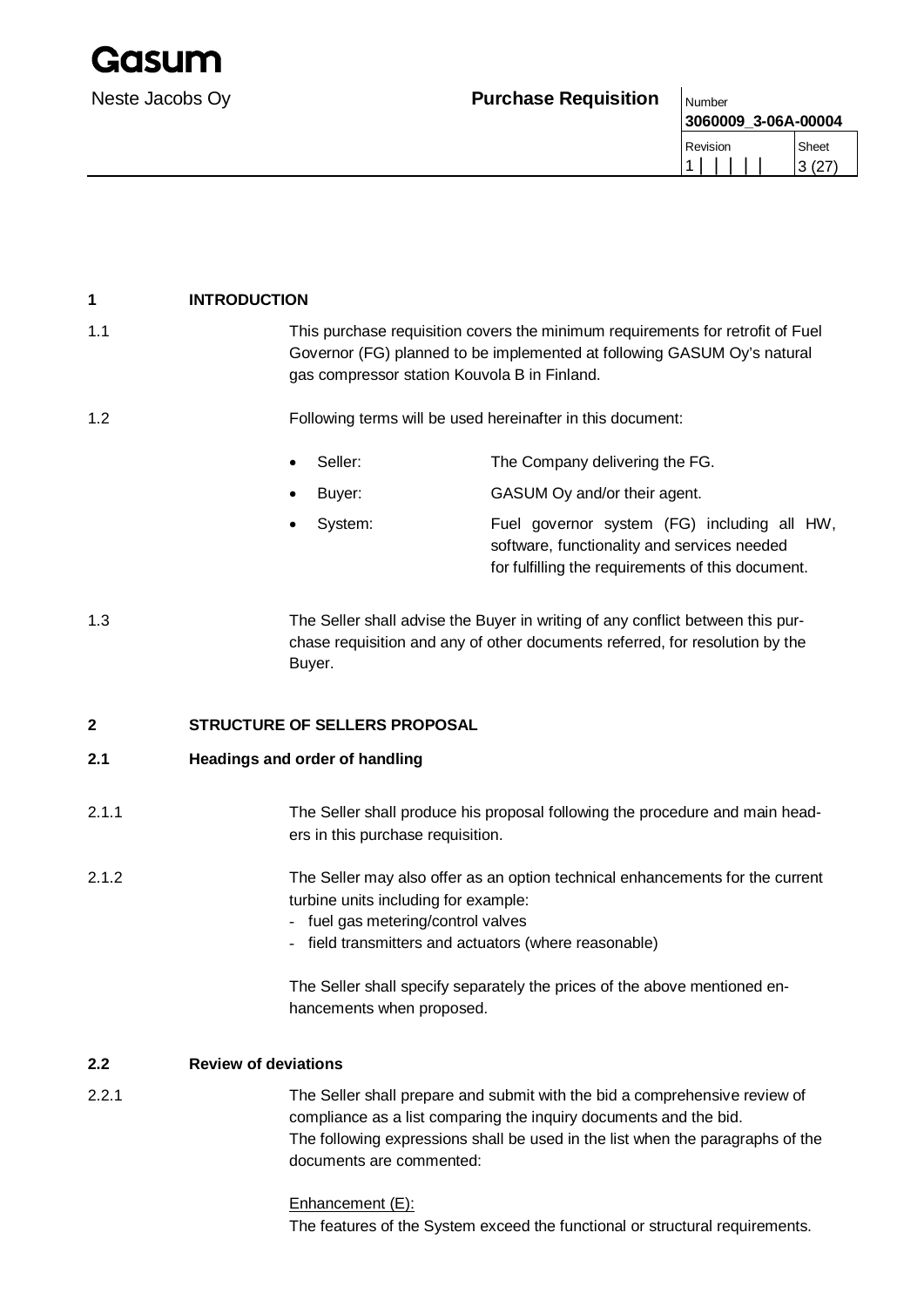## 1 INTRODUCTION

1.1 This purchase requisition covers the minimum requirements for retrofit of Fuel Governor (FG) planned to be implemented at following GASUM Oy's natural gas compressor station Kouvola B in Finland.

1.2 Following terms will be used hereinafter in this document:

- Seller: The Company delivering the FG.
- Buyer: GASUM Oy and/or their agent.
- System: Fuel governor system (FG) including all HW, software, functionality and services needed for fulfilling the requirements of this document.

1.3 The Seller shall advise the Buyer in writing of any conflict between this purchase requisition and any of other documents referred, for resolution by the Buyer.

## 2 STRUCTURE OF SELLERS PROPOSAL

### 2.1 Headings and order of handling

2.1.1 The Seller shall produce his proposal following the procedure and main headers in this purchase requisition.

2.1.2 The Seller may also offer as an option technical enhancements for the current turbine units including for example:
- fuel gas metering/control valves
- field transmitters and actuators (where reasonable)

The Seller shall specify separately the prices of the above mentioned enhancements when proposed.

### 2.2 Review of deviations

2.2.1 The Seller shall prepare and submit with the bid a comprehensive review of compliance as a list comparing the inquiry documents and the bid.
The following expressions shall be used in the list when the paragraphs of the documents are commented:

Enhancement (E):
The features of the System exceed the functional or structural requirements.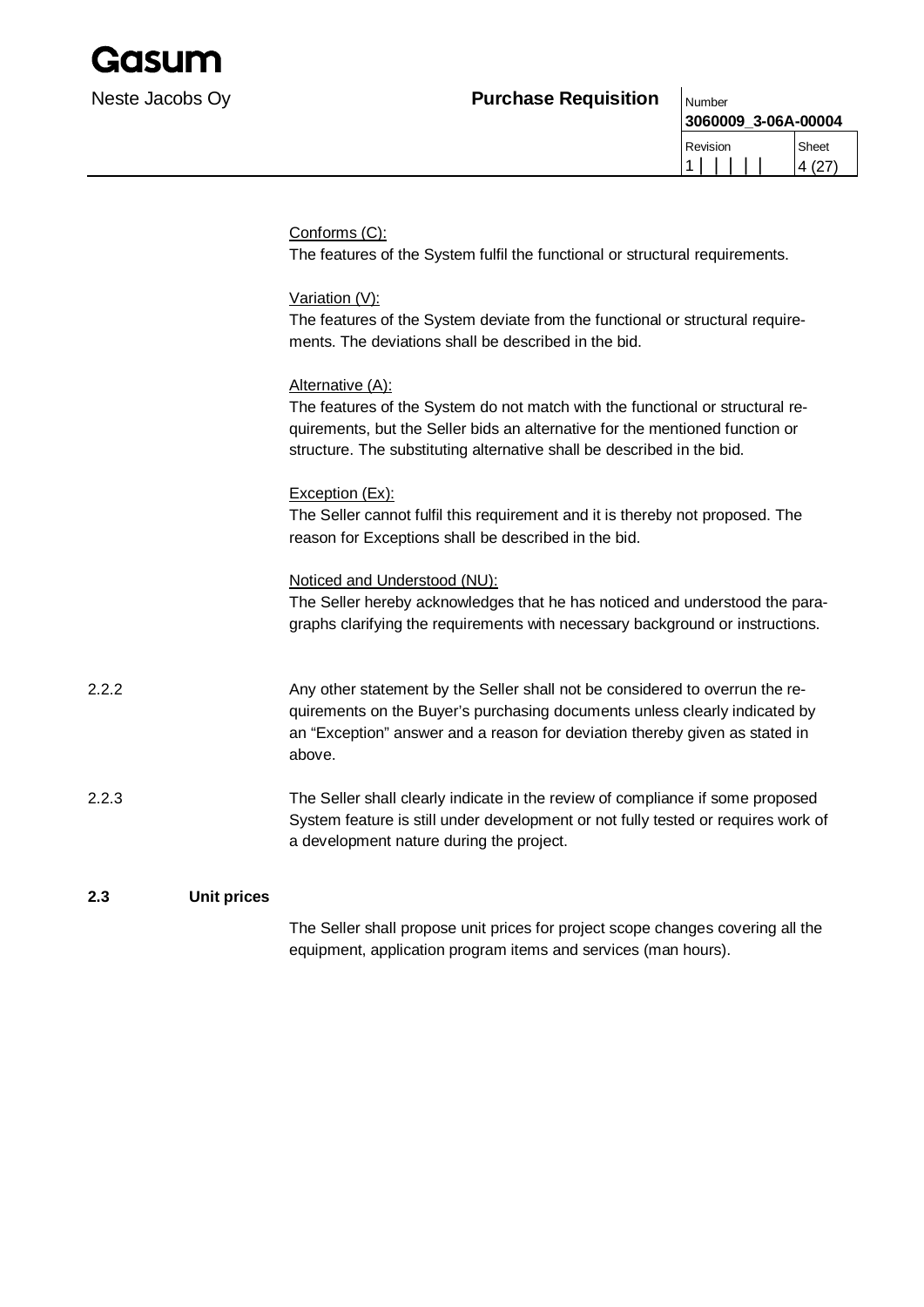Conforms (C):
The features of the System fulfil the functional or structural requirements.

Variation (V):
The features of the System deviate from the functional or structural requirements. The deviations shall be described in the bid.

Alternative (A):
The features of the System do not match with the functional or structural requirements, but the Seller bids an alternative for the mentioned function or structure. The substituting alternative shall be described in the bid.

Exception (Ex):
The Seller cannot fulfil this requirement and it is thereby not proposed. The reason for Exceptions shall be described in the bid.

Noticed and Understood (NU):
The Seller hereby acknowledges that he has noticed and understood the paragraphs clarifying the requirements with necessary background or instructions.

2.2.2 Any other statement by the Seller shall not be considered to overrun the requirements on the Buyer's purchasing documents unless clearly indicated by an "Exception" answer and a reason for deviation thereby given as stated in above.

2.2.3 The Seller shall clearly indicate in the review of compliance if some proposed System feature is still under development or not fully tested or requires work of a development nature during the project.

## 2.3 Unit prices

The Seller shall propose unit prices for project scope changes covering all the equipment, application program items and services (man hours).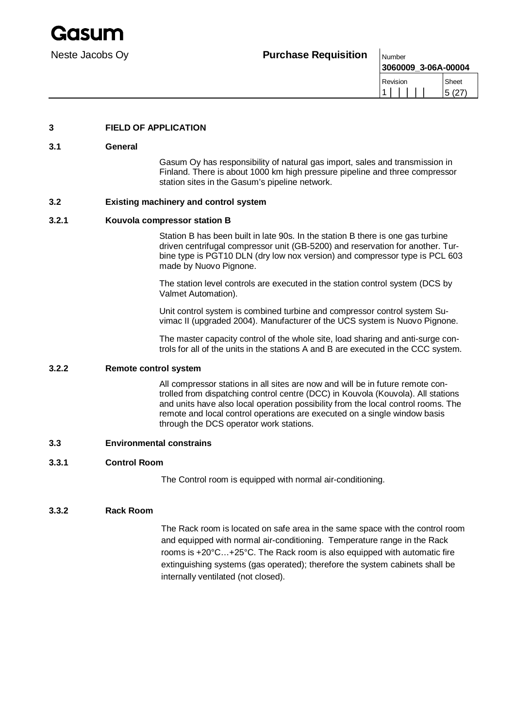# 3 FIELD OF APPLICATION

## 3.1 General

Gasum Oy has responsibility of natural gas import, sales and transmission in Finland. There is about 1000 km high pressure pipeline and three compressor station sites in the Gasum's pipeline network.

## 3.2 Existing machinery and control system

### 3.2.1 Kouvola compressor station B

Station B has been built in late 90s. In the station B there is one gas turbine driven centrifugal compressor unit (GB-5200) and reservation for another. Turbine type is PGT10 DLN (dry low nox version) and compressor type is PCL 603 made by Nuovo Pignone.

The station level controls are executed in the station control system (DCS by Valmet Automation).

Unit control system is combined turbine and compressor control system Suvimac II (upgraded 2004). Manufacturer of the UCS system is Nuovo Pignone.

The master capacity control of the whole site, load sharing and anti-surge controls for all of the units in the stations A and B are executed in the CCC system.

### 3.2.2 Remote control system

All compressor stations in all sites are now and will be in future remote controlled from dispatching control centre (DCC) in Kouvola (Kouvola). All stations and units have also local operation possibility from the local control rooms. The remote and local control operations are executed on a single window basis through the DCS operator work stations.

## 3.3 Environmental constrains

### 3.3.1 Control Room

The Control room is equipped with normal air-conditioning.

### 3.3.2 Rack Room

The Rack room is located on safe area in the same space with the control room and equipped with normal air-conditioning. Temperature range in the Rack rooms is +20°C…+25°C. The Rack room is also equipped with automatic fire extinguishing systems (gas operated); therefore the system cabinets shall be internally ventilated (not closed).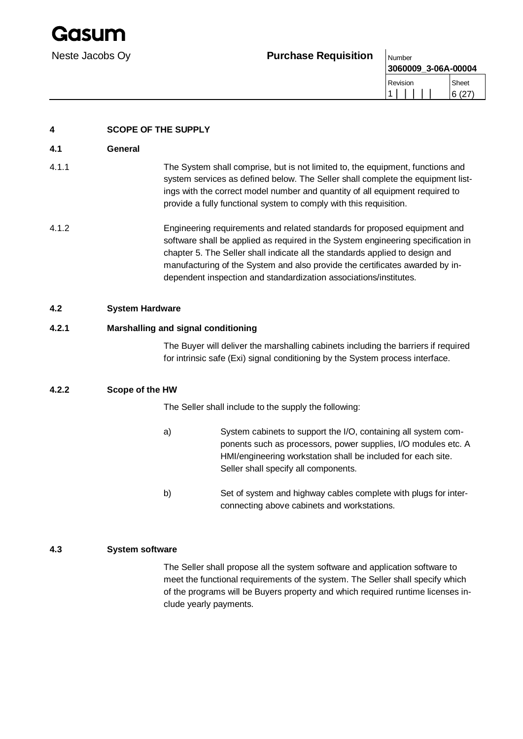# 4 SCOPE OF THE SUPPLY

## 4.1 General

4.1.1 The System shall comprise, but is not limited to, the equipment, functions and system services as defined below. The Seller shall complete the equipment listings with the correct model number and quantity of all equipment required to provide a fully functional system to comply with this requisition.

4.1.2 Engineering requirements and related standards for proposed equipment and software shall be applied as required in the System engineering specification in chapter 5. The Seller shall indicate all the standards applied to design and manufacturing of the System and also provide the certificates awarded by independent inspection and standardization associations/institutes.

## 4.2 System Hardware

### 4.2.1 Marshalling and signal conditioning

The Buyer will deliver the marshalling cabinets including the barriers if required for intrinsic safe (Exi) signal conditioning by the System process interface.

### 4.2.2 Scope of the HW

The Seller shall include to the supply the following:

a) System cabinets to support the I/O, containing all system components such as processors, power supplies, I/O modules etc. A HMI/engineering workstation shall be included for each site. Seller shall specify all components.

b) Set of system and highway cables complete with plugs for interconnecting above cabinets and workstations.

## 4.3 System software

The Seller shall propose all the system software and application software to meet the functional requirements of the system. The Seller shall specify which of the programs will be Buyers property and which required runtime licenses include yearly payments.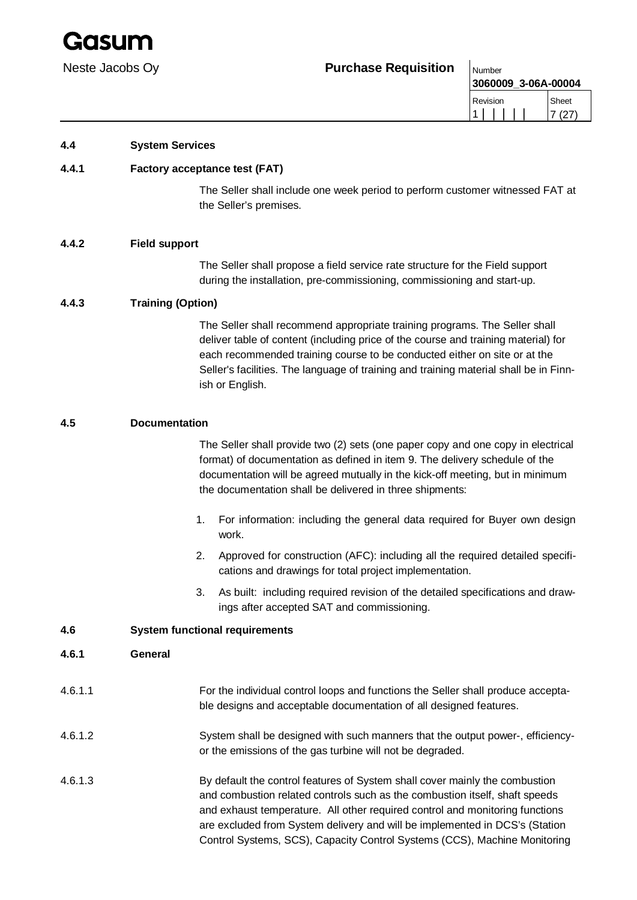### 4.4 System Services

#### 4.4.1 Factory acceptance test (FAT)

The Seller shall include one week period to perform customer witnessed FAT at the Seller's premises.

#### 4.4.2 Field support

The Seller shall propose a field service rate structure for the Field support during the installation, pre-commissioning, commissioning and start-up.

#### 4.4.3 Training (Option)

The Seller shall recommend appropriate training programs. The Seller shall deliver table of content (including price of the course and training material) for each recommended training course to be conducted either on site or at the Seller's facilities. The language of training and training material shall be in Finnish or English.

### 4.5 Documentation

The Seller shall provide two (2) sets (one paper copy and one copy in electrical format) of documentation as defined in item 9. The delivery schedule of the documentation will be agreed mutually in the kick-off meeting, but in minimum the documentation shall be delivered in three shipments:

1. For information: including the general data required for Buyer own design work.
2. Approved for construction (AFC): including all the required detailed specifications and drawings for total project implementation.
3. As built: including required revision of the detailed specifications and drawings after accepted SAT and commissioning.

### 4.6 System functional requirements

#### 4.6.1 General

4.6.1.1 For the individual control loops and functions the Seller shall produce acceptable designs and acceptable documentation of all designed features.

4.6.1.2 System shall be designed with such manners that the output power-, efficiency- or the emissions of the gas turbine will not be degraded.

4.6.1.3 By default the control features of System shall cover mainly the combustion and combustion related controls such as the combustion itself, shaft speeds and exhaust temperature. All other required control and monitoring functions are excluded from System delivery and will be implemented in DCS's (Station Control Systems, SCS), Capacity Control Systems (CCS), Machine Monitoring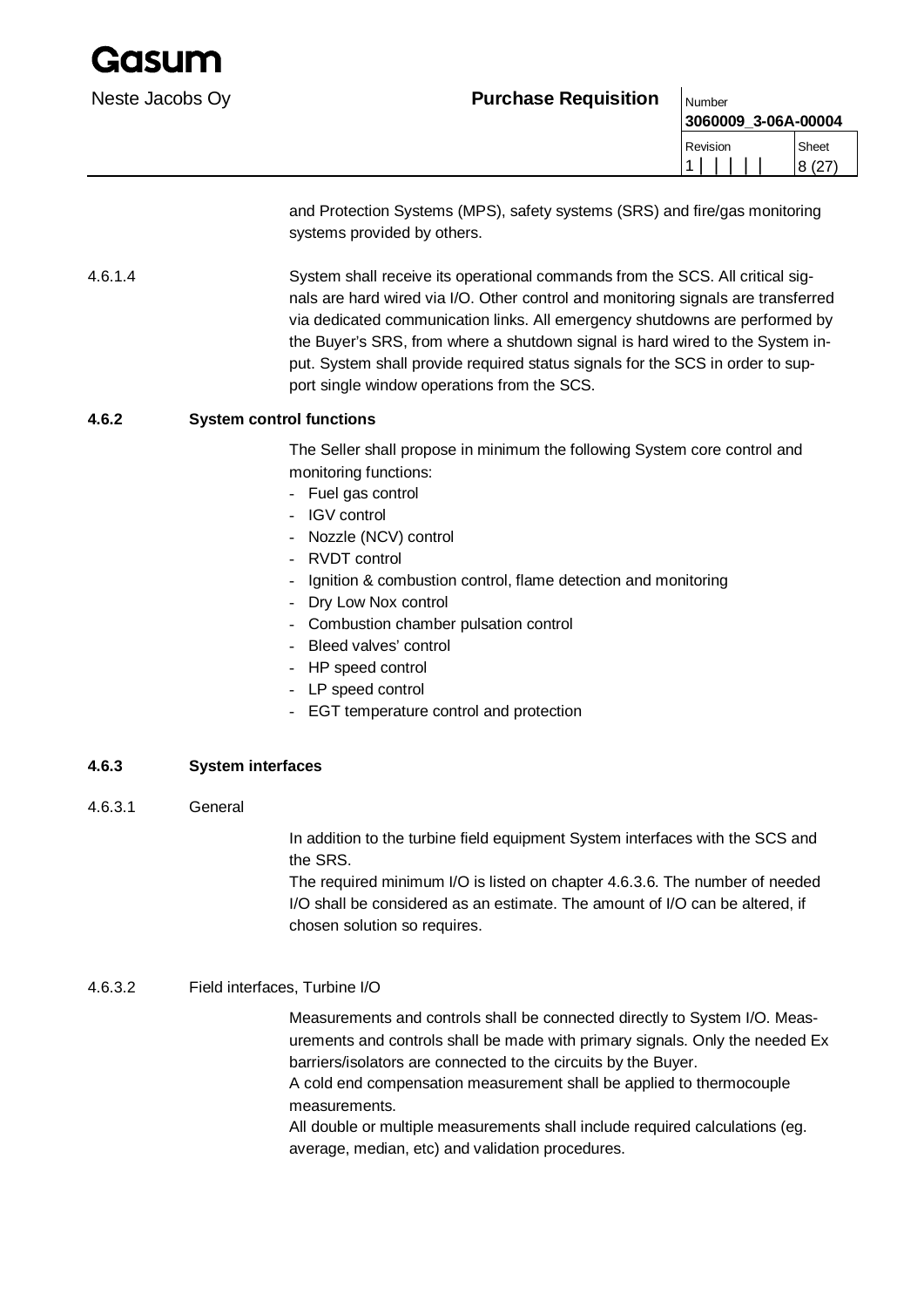and Protection Systems (MPS), safety systems (SRS) and fire/gas monitoring systems provided by others.

4.6.1.4 System shall receive its operational commands from the SCS. All critical signals are hard wired via I/O. Other control and monitoring signals are transferred via dedicated communication links. All emergency shutdowns are performed by the Buyer's SRS, from where a shutdown signal is hard wired to the System input. System shall provide required status signals for the SCS in order to support single window operations from the SCS.

### 4.6.2 System control functions

The Seller shall propose in minimum the following System core control and monitoring functions:

- Fuel gas control
- IGV control
- Nozzle (NCV) control
- RVDT control
- Ignition & combustion control, flame detection and monitoring
- Dry Low Nox control
- Combustion chamber pulsation control
- Bleed valves' control
- HP speed control
- LP speed control
- EGT temperature control and protection

### 4.6.3 System interfaces

4.6.3.1 General

In addition to the turbine field equipment System interfaces with the SCS and the SRS.
The required minimum I/O is listed on chapter 4.6.3.6. The number of needed I/O shall be considered as an estimate. The amount of I/O can be altered, if chosen solution so requires.

4.6.3.2 Field interfaces, Turbine I/O

Measurements and controls shall be connected directly to System I/O. Measurements and controls shall be made with primary signals. Only the needed Ex barriers/isolators are connected to the circuits by the Buyer.
A cold end compensation measurement shall be applied to thermocouple measurements.
All double or multiple measurements shall include required calculations (eg. average, median, etc) and validation procedures.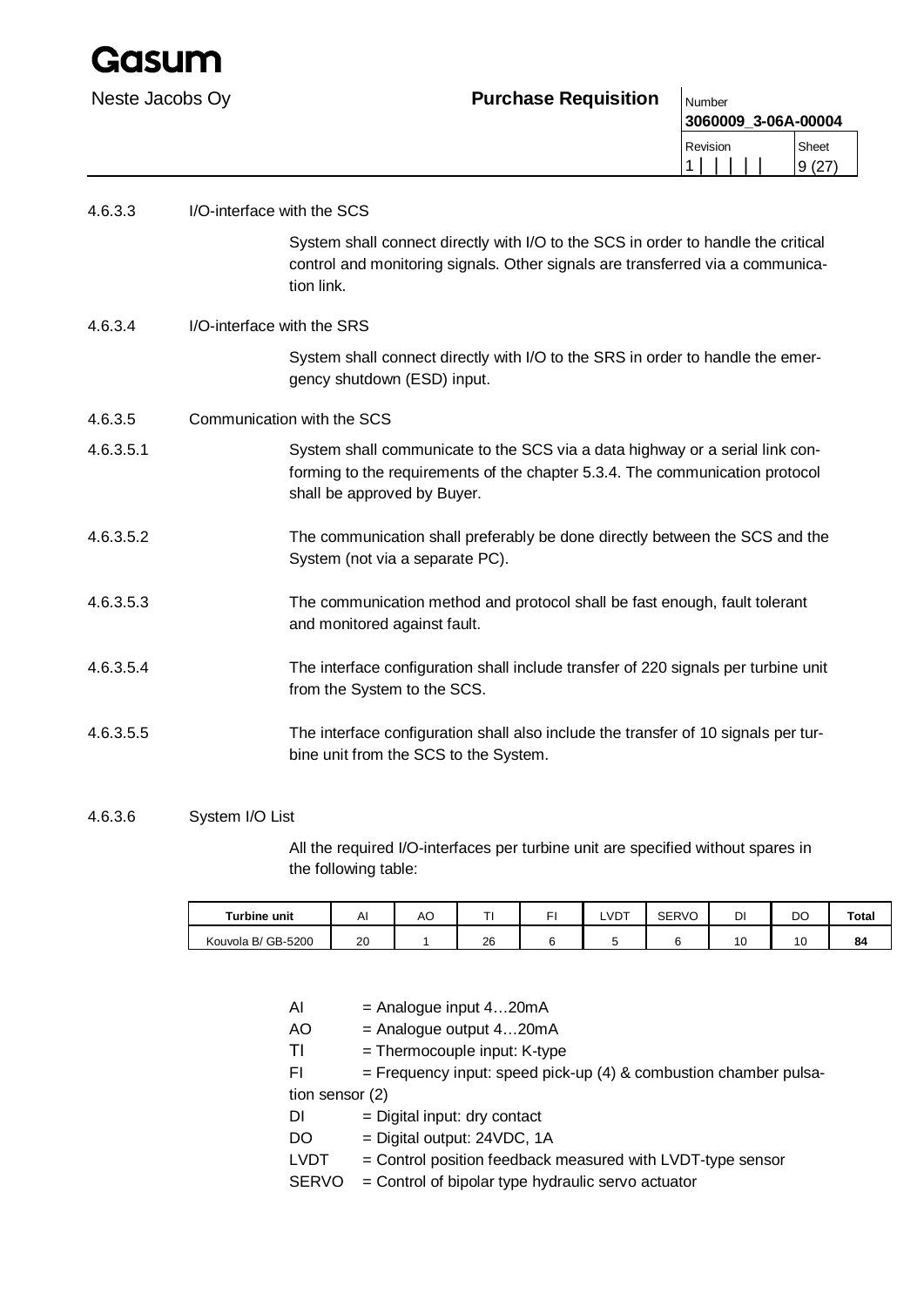4.6.3.3 I/O-interface with the SCS

System shall connect directly with I/O to the SCS in order to handle the critical control and monitoring signals. Other signals are transferred via a communication link.

4.6.3.4 I/O-interface with the SRS

System shall connect directly with I/O to the SRS in order to handle the emergency shutdown (ESD) input.

4.6.3.5 Communication with the SCS

4.6.3.5.1 System shall communicate to the SCS via a data highway or a serial link conforming to the requirements of the chapter 5.3.4. The communication protocol shall be approved by Buyer.

4.6.3.5.2 The communication shall preferably be done directly between the SCS and the System (not via a separate PC).

4.6.3.5.3 The communication method and protocol shall be fast enough, fault tolerant and monitored against fault.

4.6.3.5.4 The interface configuration shall include transfer of 220 signals per turbine unit from the System to the SCS.

4.6.3.5.5 The interface configuration shall also include the transfer of 10 signals per turbine unit from the SCS to the System.

4.6.3.6 System I/O List

All the required I/O-interfaces per turbine unit are specified without spares in the following table:

| Turbine unit | AI | AO | TI | FI | LVDT | SERVO | DI | DO | Total |
|---|---|---|---|---|---|---|---|---|---|
| Kouvola B/ GB-5200 | 20 | 1 | 26 | 6 | 5 | 6 | 10 | 10 | **84** |

AI = Analogue input 4…20mA
AO = Analogue output 4…20mA
TI = Thermocouple input: K-type
FI = Frequency input: speed pick-up (4) & combustion chamber pulsation sensor (2)
DI = Digital input: dry contact
DO = Digital output: 24VDC, 1A
LVDT = Control position feedback measured with LVDT-type sensor
SERVO = Control of bipolar type hydraulic servo actuator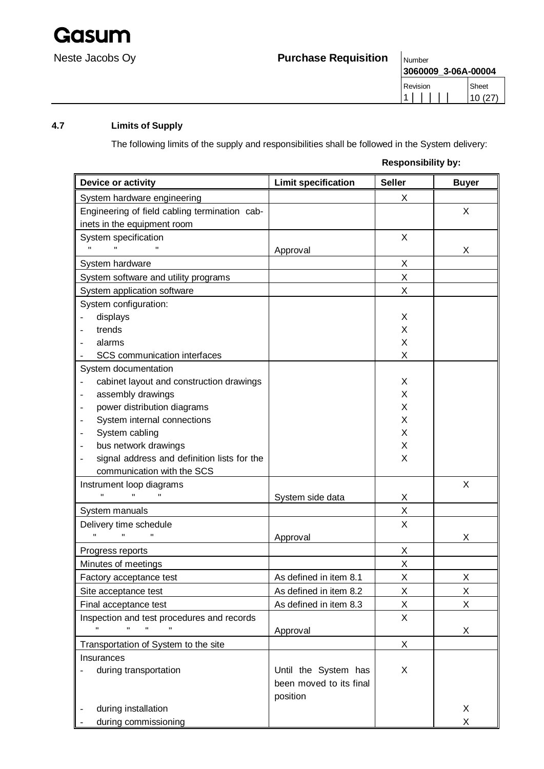## 4.7 Limits of Supply

The following limits of the supply and responsibilities shall be followed in the System delivery:

**Responsibility by:**

| Device or activity | Limit specification | Seller | Buyer |
|---|---|---|---|
| System hardware engineering | | X | |
| Engineering of field cabling termination cabinets in the equipment room | | | X |
| System specification | | X | |
| " " " | Approval | | X |
| System hardware | | X | |
| System software and utility programs | | X | |
| System application software | | X | |
| System configuration: | | | |
| - displays | | X | |
| - trends | | X | |
| - alarms | | X | |
| - SCS communication interfaces | | X | |
| System documentation | | | |
| - cabinet layout and construction drawings | | X | |
| - assembly drawings | | X | |
| - power distribution diagrams | | X | |
| - System internal connections | | X | |
| - System cabling | | X | |
| - bus network drawings | | X | |
| - signal address and definition lists for the communication with the SCS | | X | |
| Instrument loop diagrams | | | X |
| " " " | System side data | X | |
| System manuals | | X | |
| Delivery time schedule | | X | |
| " " " | Approval | | X |
| Progress reports | | X | |
| Minutes of meetings | | X | |
| Factory acceptance test | As defined in item 8.1 | X | X |
| Site acceptance test | As defined in item 8.2 | X | X |
| Final acceptance test | As defined in item 8.3 | X | X |
| Inspection and test procedures and records | | X | |
| " " " " | Approval | | X |
| Transportation of System to the site | | X | |
| Insurances | | | |
| - during transportation | Until the System has been moved to its final position | X | |
| - during installation | | | X |
| - during commissioning | | | X |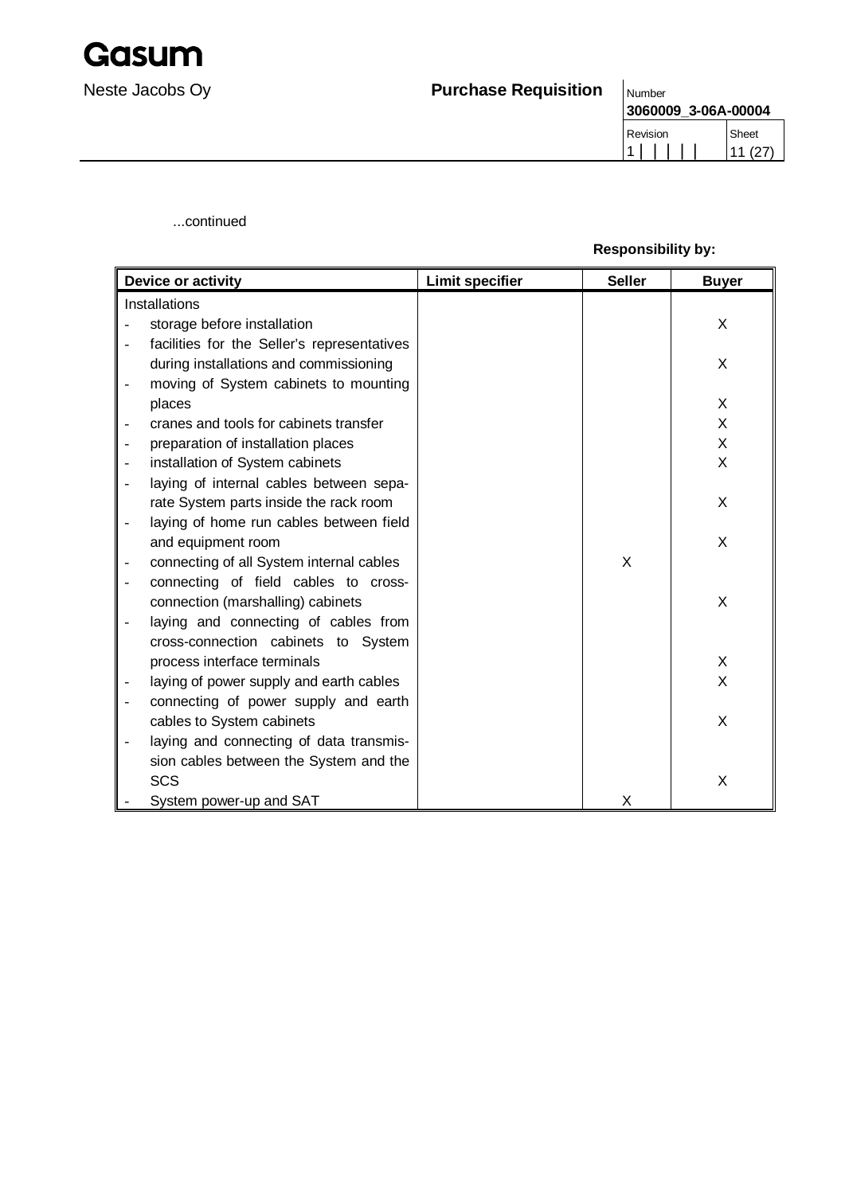...continued

**Responsibility by:**

| Device or activity | Limit specifier | Seller | Buyer |
|---|---|---|---|
| Installations | | | |
| - storage before installation | | | X |
| - facilities for the Seller's representatives during installations and commissioning | | | X |
| - moving of System cabinets to mounting places | | | X |
| - cranes and tools for cabinets transfer | | | X |
| - preparation of installation places | | | X |
| - installation of System cabinets | | | X |
| - laying of internal cables between separate System parts inside the rack room | | | X |
| - laying of home run cables between field and equipment room | | | X |
| - connecting of all System internal cables | | X | |
| - connecting of field cables to cross-connection (marshalling) cabinets | | | X |
| - laying and connecting of cables from cross-connection cabinets to System process interface terminals | | | X |
| - laying of power supply and earth cables | | | X |
| - connecting of power supply and earth cables to System cabinets | | | X |
| - laying and connecting of data transmission cables between the System and the SCS | | | X |
| - System power-up and SAT | | X | |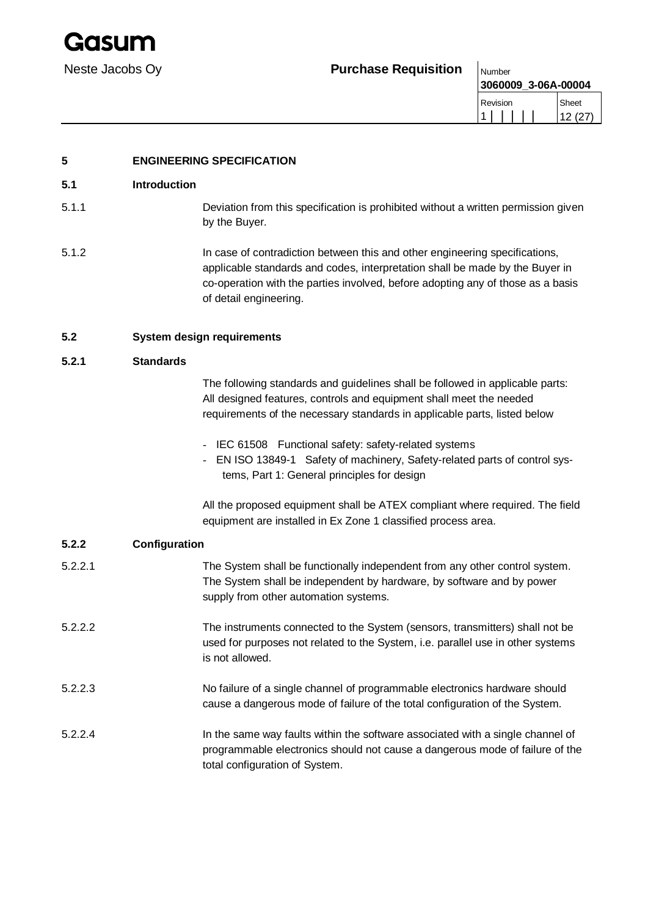## 5 ENGINEERING SPECIFICATION

### 5.1 Introduction

5.1.1 Deviation from this specification is prohibited without a written permission given by the Buyer.

5.1.2 In case of contradiction between this and other engineering specifications, applicable standards and codes, interpretation shall be made by the Buyer in co-operation with the parties involved, before adopting any of those as a basis of detail engineering.

### 5.2 System design requirements

#### 5.2.1 Standards

The following standards and guidelines shall be followed in applicable parts: All designed features, controls and equipment shall meet the needed requirements of the necessary standards in applicable parts, listed below

- IEC 61508 Functional safety: safety-related systems
- EN ISO 13849-1 Safety of machinery, Safety-related parts of control systems, Part 1: General principles for design

All the proposed equipment shall be ATEX compliant where required. The field equipment are installed in Ex Zone 1 classified process area.

#### 5.2.2 Configuration

5.2.2.1 The System shall be functionally independent from any other control system. The System shall be independent by hardware, by software and by power supply from other automation systems.

5.2.2.2 The instruments connected to the System (sensors, transmitters) shall not be used for purposes not related to the System, i.e. parallel use in other systems is not allowed.

5.2.2.3 No failure of a single channel of programmable electronics hardware should cause a dangerous mode of failure of the total configuration of the System.

5.2.2.4 In the same way faults within the software associated with a single channel of programmable electronics should not cause a dangerous mode of failure of the total configuration of System.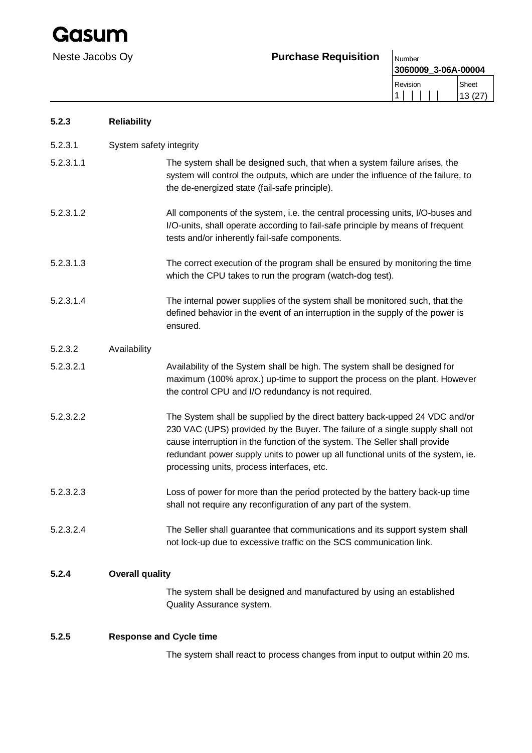### 5.2.3 Reliability

5.2.3.1 System safety integrity

5.2.3.1.1 The system shall be designed such, that when a system failure arises, the system will control the outputs, which are under the influence of the failure, to the de-energized state (fail-safe principle).

5.2.3.1.2 All components of the system, i.e. the central processing units, I/O-buses and I/O-units, shall operate according to fail-safe principle by means of frequent tests and/or inherently fail-safe components.

5.2.3.1.3 The correct execution of the program shall be ensured by monitoring the time which the CPU takes to run the program (watch-dog test).

5.2.3.1.4 The internal power supplies of the system shall be monitored such, that the defined behavior in the event of an interruption in the supply of the power is ensured.

5.2.3.2 Availability

5.2.3.2.1 Availability of the System shall be high. The system shall be designed for maximum (100% aprox.) up-time to support the process on the plant. However the control CPU and I/O redundancy is not required.

5.2.3.2.2 The System shall be supplied by the direct battery back-upped 24 VDC and/or 230 VAC (UPS) provided by the Buyer. The failure of a single supply shall not cause interruption in the function of the system. The Seller shall provide redundant power supply units to power up all functional units of the system, ie. processing units, process interfaces, etc.

5.2.3.2.3 Loss of power for more than the period protected by the battery back-up time shall not require any reconfiguration of any part of the system.

5.2.3.2.4 The Seller shall guarantee that communications and its support system shall not lock-up due to excessive traffic on the SCS communication link.

### 5.2.4 Overall quality

The system shall be designed and manufactured by using an established Quality Assurance system.

### 5.2.5 Response and Cycle time

The system shall react to process changes from input to output within 20 ms.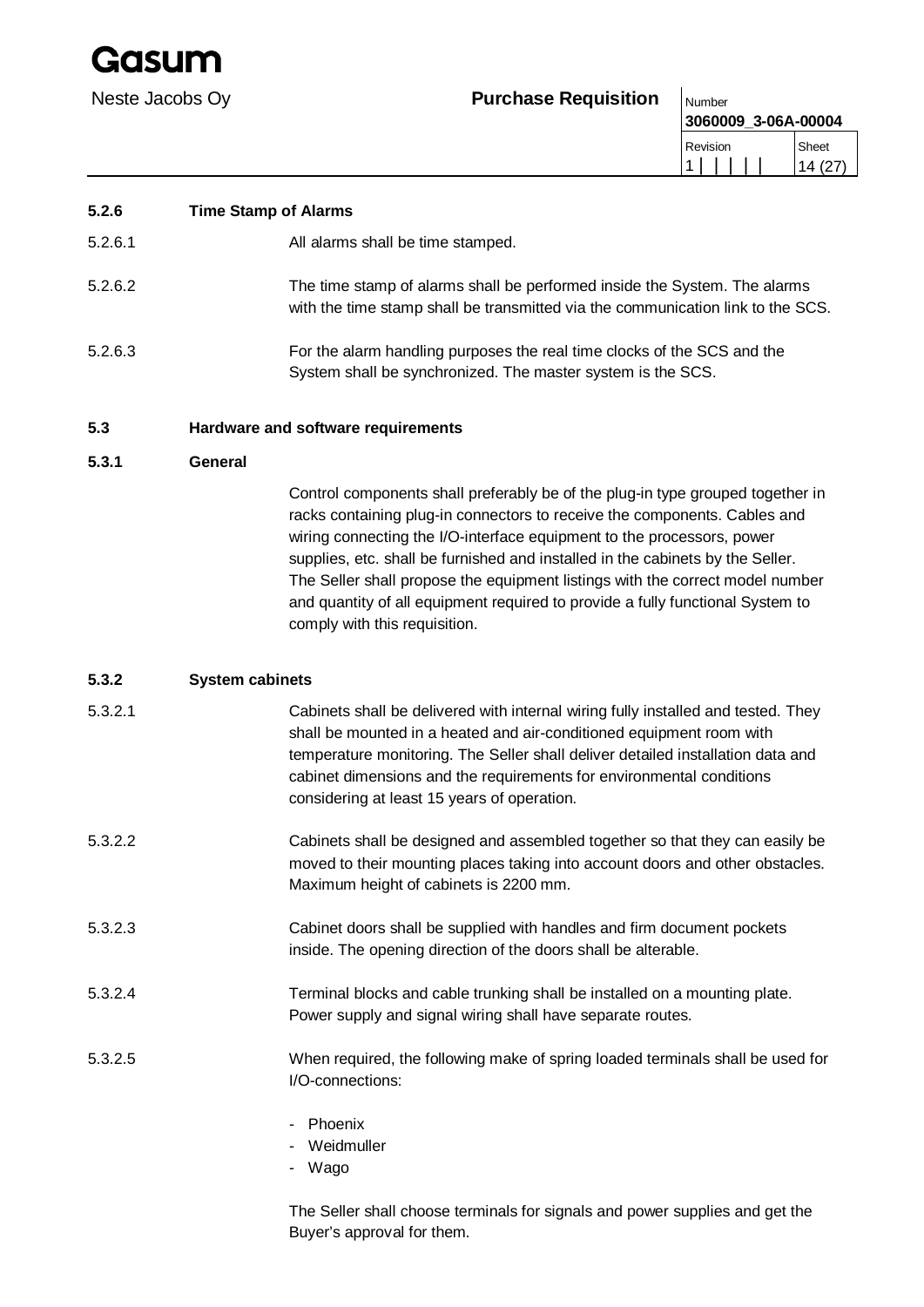#### 5.2.6 Time Stamp of Alarms

5.2.6.1 All alarms shall be time stamped.

5.2.6.2 The time stamp of alarms shall be performed inside the System. The alarms with the time stamp shall be transmitted via the communication link to the SCS.

5.2.6.3 For the alarm handling purposes the real time clocks of the SCS and the System shall be synchronized. The master system is the SCS.

### 5.3 Hardware and software requirements

#### 5.3.1 General

Control components shall preferably be of the plug-in type grouped together in racks containing plug-in connectors to receive the components. Cables and wiring connecting the I/O-interface equipment to the processors, power supplies, etc. shall be furnished and installed in the cabinets by the Seller. The Seller shall propose the equipment listings with the correct model number and quantity of all equipment required to provide a fully functional System to comply with this requisition.

#### 5.3.2 System cabinets

5.3.2.1 Cabinets shall be delivered with internal wiring fully installed and tested. They shall be mounted in a heated and air-conditioned equipment room with temperature monitoring. The Seller shall deliver detailed installation data and cabinet dimensions and the requirements for environmental conditions considering at least 15 years of operation.

5.3.2.2 Cabinets shall be designed and assembled together so that they can easily be moved to their mounting places taking into account doors and other obstacles. Maximum height of cabinets is 2200 mm.

5.3.2.3 Cabinet doors shall be supplied with handles and firm document pockets inside. The opening direction of the doors shall be alterable.

5.3.2.4 Terminal blocks and cable trunking shall be installed on a mounting plate. Power supply and signal wiring shall have separate routes.

5.3.2.5 When required, the following make of spring loaded terminals shall be used for I/O-connections:

- Phoenix
- Weidmuller
- Wago

The Seller shall choose terminals for signals and power supplies and get the Buyer's approval for them.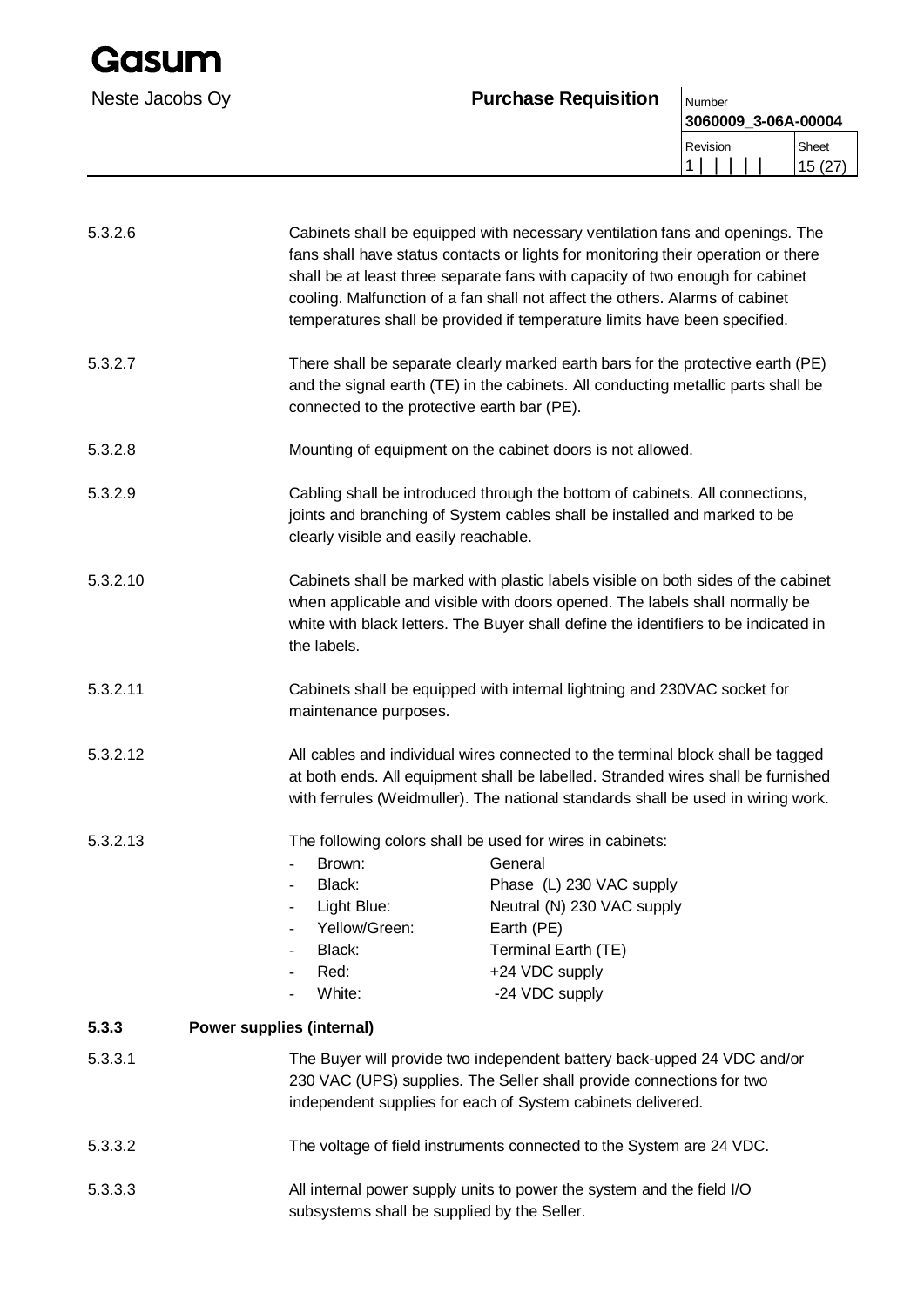5.3.2.6 Cabinets shall be equipped with necessary ventilation fans and openings. The fans shall have status contacts or lights for monitoring their operation or there shall be at least three separate fans with capacity of two enough for cabinet cooling. Malfunction of a fan shall not affect the others. Alarms of cabinet temperatures shall be provided if temperature limits have been specified.

5.3.2.7 There shall be separate clearly marked earth bars for the protective earth (PE) and the signal earth (TE) in the cabinets. All conducting metallic parts shall be connected to the protective earth bar (PE).

5.3.2.8 Mounting of equipment on the cabinet doors is not allowed.

5.3.2.9 Cabling shall be introduced through the bottom of cabinets. All connections, joints and branching of System cables shall be installed and marked to be clearly visible and easily reachable.

5.3.2.10 Cabinets shall be marked with plastic labels visible on both sides of the cabinet when applicable and visible with doors opened. The labels shall normally be white with black letters. The Buyer shall define the identifiers to be indicated in the labels.

5.3.2.11 Cabinets shall be equipped with internal lightning and 230VAC socket for maintenance purposes.

5.3.2.12 All cables and individual wires connected to the terminal block shall be tagged at both ends. All equipment shall be labelled. Stranded wires shall be furnished with ferrules (Weidmuller). The national standards shall be used in wiring work.

5.3.2.13 The following colors shall be used for wires in cabinets:

- Brown: General
- Black: Phase (L) 230 VAC supply
- Light Blue: Neutral (N) 230 VAC supply
- Yellow/Green: Earth (PE)
- Black: Terminal Earth (TE)
- Red: +24 VDC supply
- White: -24 VDC supply

### 5.3.3 Power supplies (internal)

5.3.3.1 The Buyer will provide two independent battery back-upped 24 VDC and/or 230 VAC (UPS) supplies. The Seller shall provide connections for two independent supplies for each of System cabinets delivered.

5.3.3.2 The voltage of field instruments connected to the System are 24 VDC.

5.3.3.3 All internal power supply units to power the system and the field I/O subsystems shall be supplied by the Seller.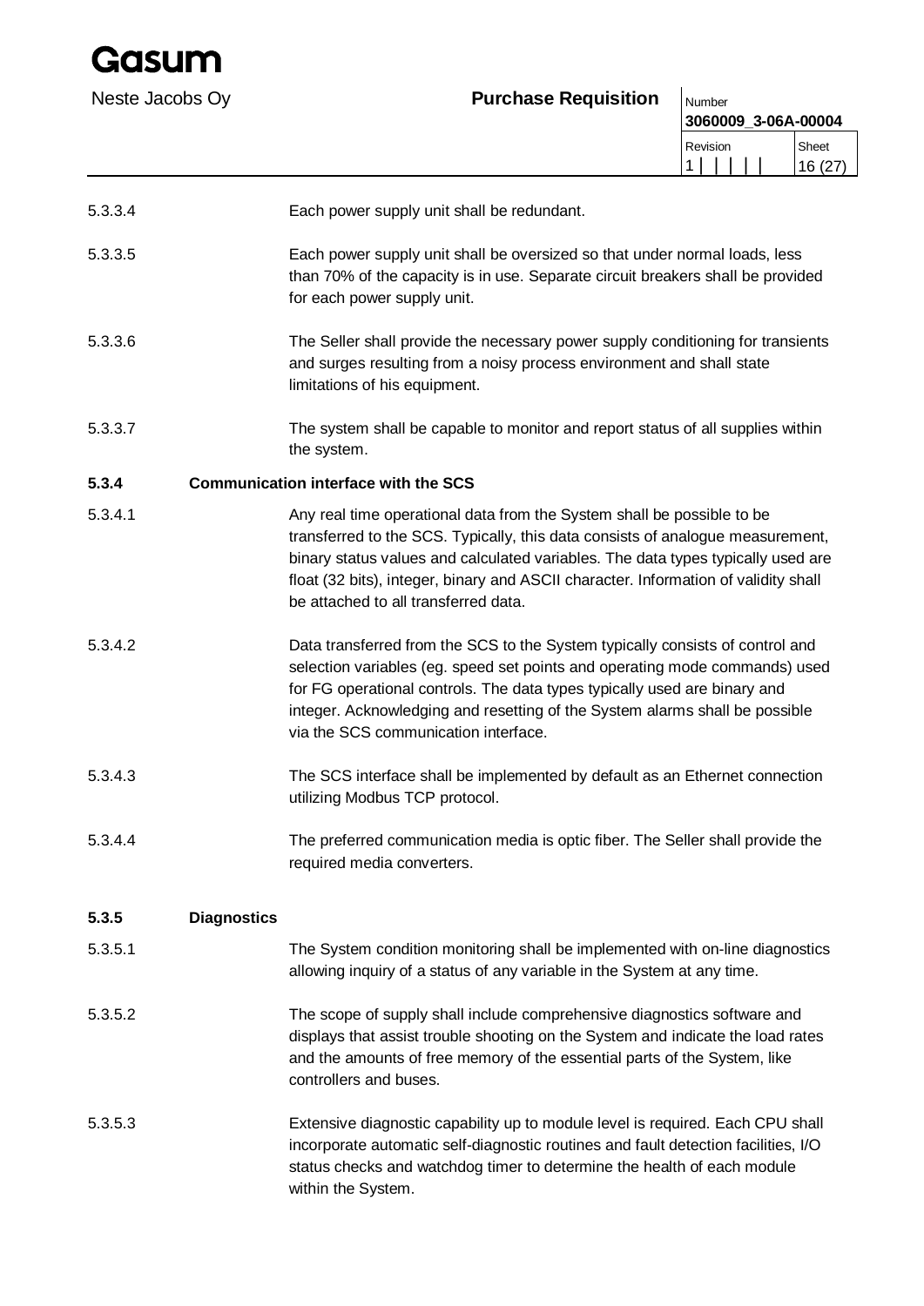5.3.3.4 Each power supply unit shall be redundant.

5.3.3.5 Each power supply unit shall be oversized so that under normal loads, less than 70% of the capacity is in use. Separate circuit breakers shall be provided for each power supply unit.

5.3.3.6 The Seller shall provide the necessary power supply conditioning for transients and surges resulting from a noisy process environment and shall state limitations of his equipment.

5.3.3.7 The system shall be capable to monitor and report status of all supplies within the system.

### 5.3.4 Communication interface with the SCS

5.3.4.1 Any real time operational data from the System shall be possible to be transferred to the SCS. Typically, this data consists of analogue measurement, binary status values and calculated variables. The data types typically used are float (32 bits), integer, binary and ASCII character. Information of validity shall be attached to all transferred data.

5.3.4.2 Data transferred from the SCS to the System typically consists of control and selection variables (eg. speed set points and operating mode commands) used for FG operational controls. The data types typically used are binary and integer. Acknowledging and resetting of the System alarms shall be possible via the SCS communication interface.

5.3.4.3 The SCS interface shall be implemented by default as an Ethernet connection utilizing Modbus TCP protocol.

5.3.4.4 The preferred communication media is optic fiber. The Seller shall provide the required media converters.

### 5.3.5 Diagnostics

5.3.5.1 The System condition monitoring shall be implemented with on-line diagnostics allowing inquiry of a status of any variable in the System at any time.

5.3.5.2 The scope of supply shall include comprehensive diagnostics software and displays that assist trouble shooting on the System and indicate the load rates and the amounts of free memory of the essential parts of the System, like controllers and buses.

5.3.5.3 Extensive diagnostic capability up to module level is required. Each CPU shall incorporate automatic self-diagnostic routines and fault detection facilities, I/O status checks and watchdog timer to determine the health of each module within the System.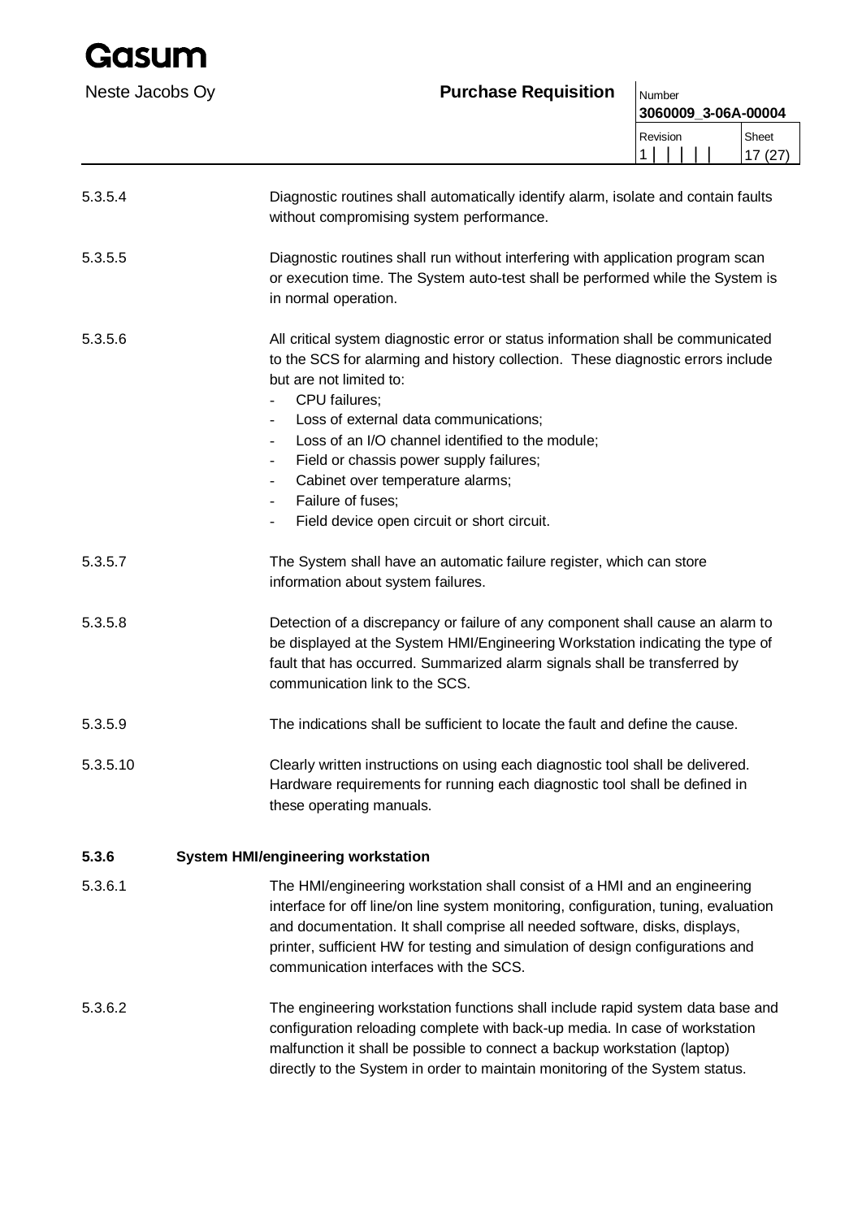5.3.5.4 Diagnostic routines shall automatically identify alarm, isolate and contain faults without compromising system performance.

5.3.5.5 Diagnostic routines shall run without interfering with application program scan or execution time. The System auto-test shall be performed while the System is in normal operation.

5.3.5.6 All critical system diagnostic error or status information shall be communicated to the SCS for alarming and history collection. These diagnostic errors include but are not limited to:

- CPU failures;
- Loss of external data communications;
- Loss of an I/O channel identified to the module;
- Field or chassis power supply failures;
- Cabinet over temperature alarms;
- Failure of fuses;
- Field device open circuit or short circuit.

5.3.5.7 The System shall have an automatic failure register, which can store information about system failures.

5.3.5.8 Detection of a discrepancy or failure of any component shall cause an alarm to be displayed at the System HMI/Engineering Workstation indicating the type of fault that has occurred. Summarized alarm signals shall be transferred by communication link to the SCS.

5.3.5.9 The indications shall be sufficient to locate the fault and define the cause.

5.3.5.10 Clearly written instructions on using each diagnostic tool shall be delivered. Hardware requirements for running each diagnostic tool shall be defined in these operating manuals.

### 5.3.6 System HMI/engineering workstation

5.3.6.1 The HMI/engineering workstation shall consist of a HMI and an engineering interface for off line/on line system monitoring, configuration, tuning, evaluation and documentation. It shall comprise all needed software, disks, displays, printer, sufficient HW for testing and simulation of design configurations and communication interfaces with the SCS.

5.3.6.2 The engineering workstation functions shall include rapid system data base and configuration reloading complete with back-up media. In case of workstation malfunction it shall be possible to connect a backup workstation (laptop) directly to the System in order to maintain monitoring of the System status.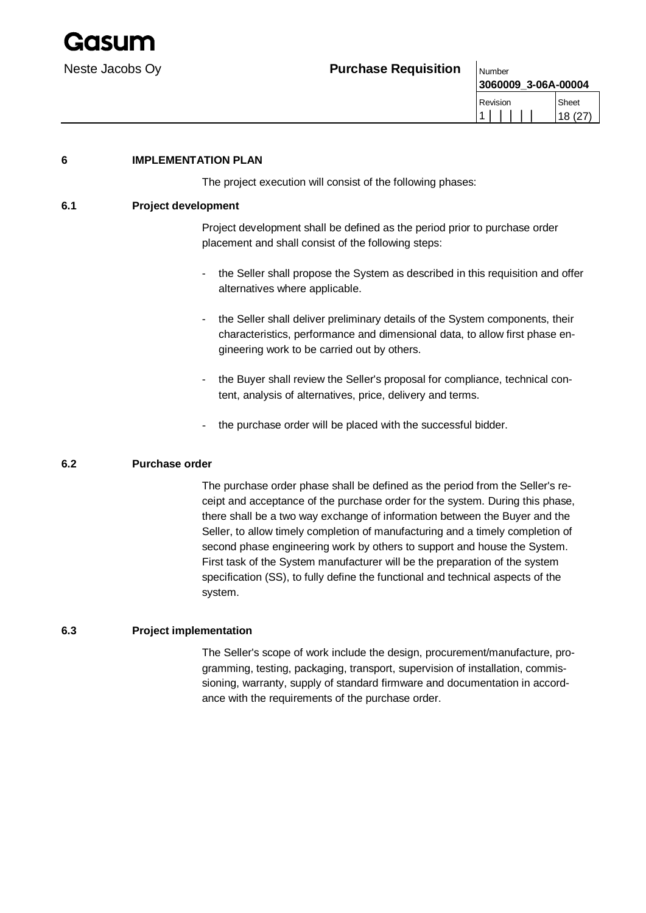## 6 IMPLEMENTATION PLAN

The project execution will consist of the following phases:

### 6.1 Project development

Project development shall be defined as the period prior to purchase order placement and shall consist of the following steps:

- the Seller shall propose the System as described in this requisition and offer alternatives where applicable.
- the Seller shall deliver preliminary details of the System components, their characteristics, performance and dimensional data, to allow first phase engineering work to be carried out by others.
- the Buyer shall review the Seller's proposal for compliance, technical content, analysis of alternatives, price, delivery and terms.
- the purchase order will be placed with the successful bidder.

### 6.2 Purchase order

The purchase order phase shall be defined as the period from the Seller's receipt and acceptance of the purchase order for the system. During this phase, there shall be a two way exchange of information between the Buyer and the Seller, to allow timely completion of manufacturing and a timely completion of second phase engineering work by others to support and house the System. First task of the System manufacturer will be the preparation of the system specification (SS), to fully define the functional and technical aspects of the system.

### 6.3 Project implementation

The Seller's scope of work include the design, procurement/manufacture, programming, testing, packaging, transport, supervision of installation, commissioning, warranty, supply of standard firmware and documentation in accordance with the requirements of the purchase order.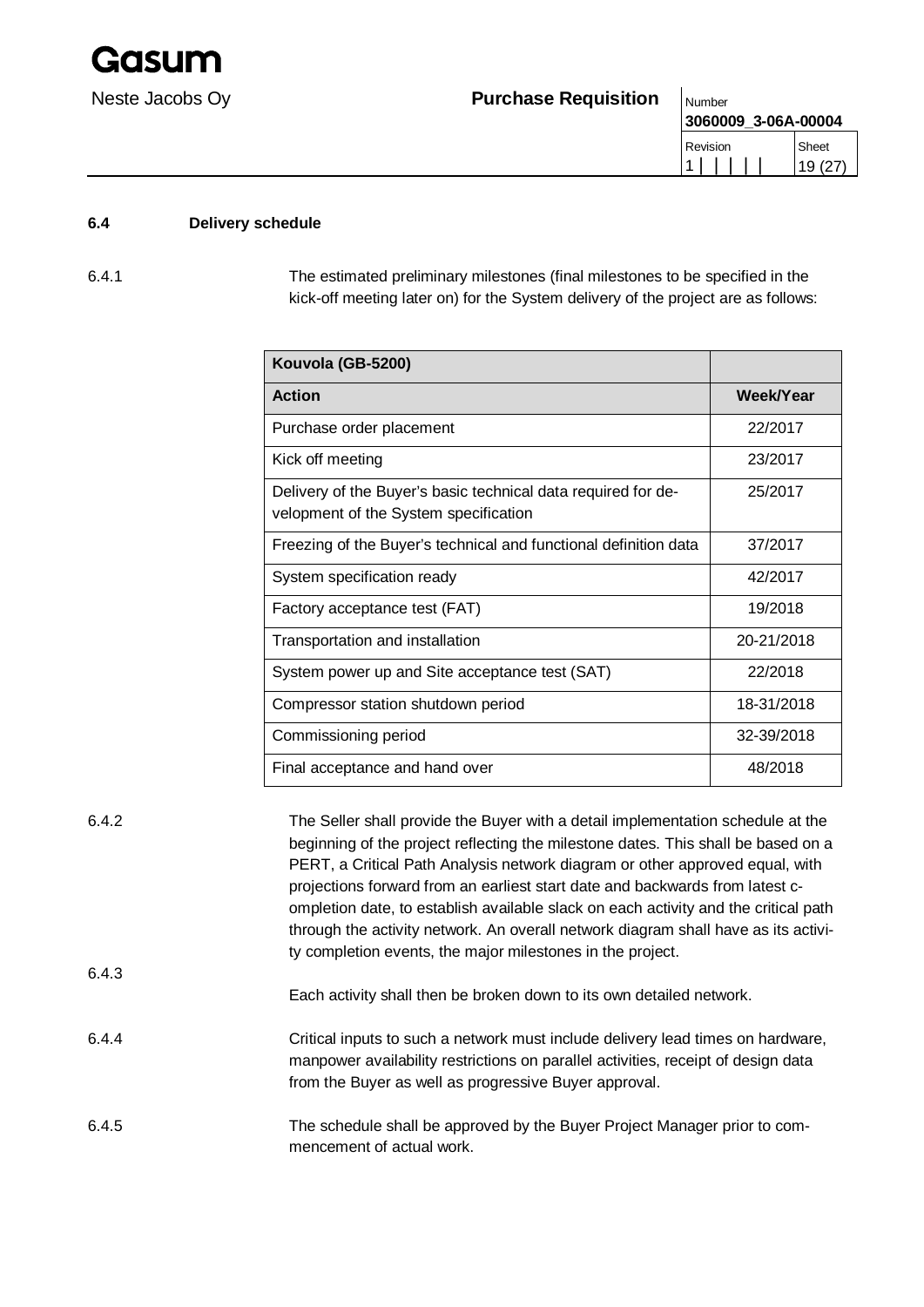### 6.4 Delivery schedule

6.4.1 The estimated preliminary milestones (final milestones to be specified in the kick-off meeting later on) for the System delivery of the project are as follows:

| Kouvola (GB-5200) | |
|---|---|
| **Action** | **Week/Year** |
| Purchase order placement | 22/2017 |
| Kick off meeting | 23/2017 |
| Delivery of the Buyer's basic technical data required for development of the System specification | 25/2017 |
| Freezing of the Buyer's technical and functional definition data | 37/2017 |
| System specification ready | 42/2017 |
| Factory acceptance test (FAT) | 19/2018 |
| Transportation and installation | 20-21/2018 |
| System power up and Site acceptance test (SAT) | 22/2018 |
| Compressor station shutdown period | 18-31/2018 |
| Commissioning period | 32-39/2018 |
| Final acceptance and hand over | 48/2018 |

6.4.2 The Seller shall provide the Buyer with a detail implementation schedule at the beginning of the project reflecting the milestone dates. This shall be based on a PERT, a Critical Path Analysis network diagram or other approved equal, with projections forward from an earliest start date and backwards from latest completion date, to establish available slack on each activity and the critical path through the activity network. An overall network diagram shall have as its activity completion events, the major milestones in the project.

6.4.3 Each activity shall then be broken down to its own detailed network.

6.4.4 Critical inputs to such a network must include delivery lead times on hardware, manpower availability restrictions on parallel activities, receipt of design data from the Buyer as well as progressive Buyer approval.

6.4.5 The schedule shall be approved by the Buyer Project Manager prior to commencement of actual work.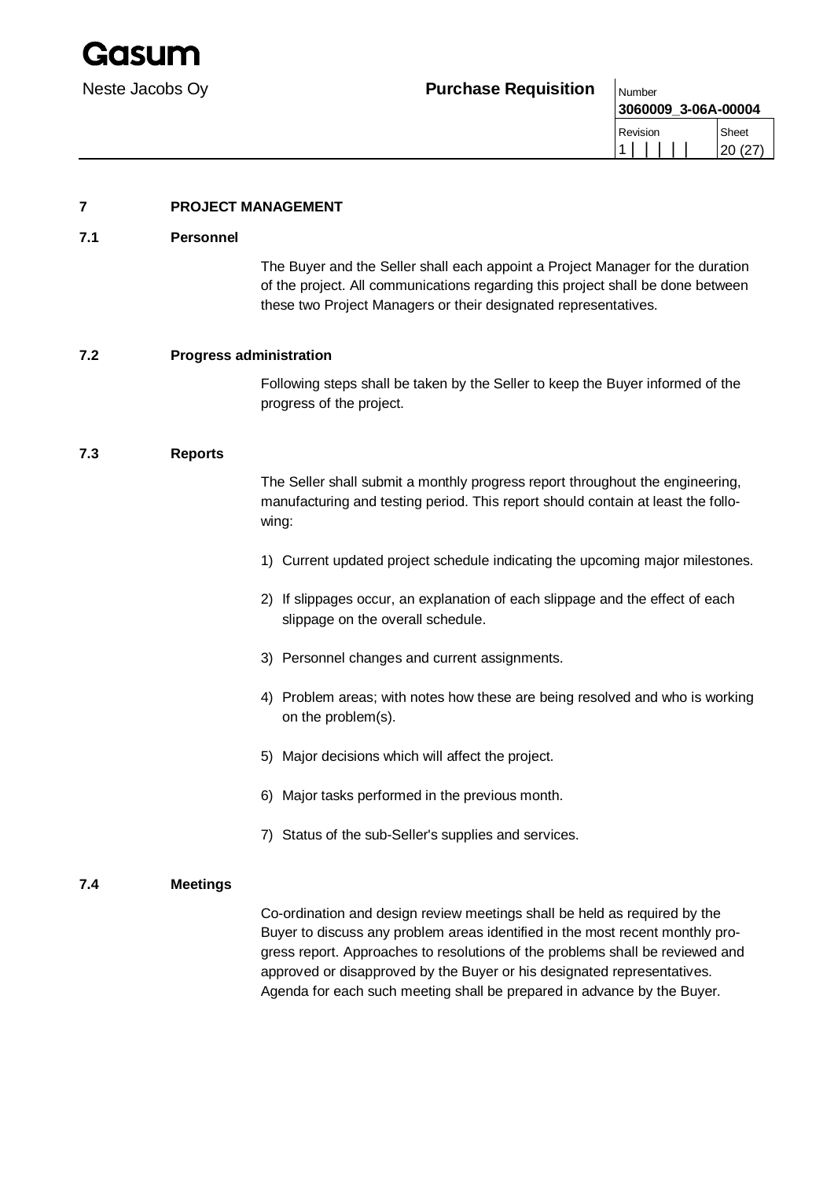# 7 PROJECT MANAGEMENT

## 7.1 Personnel

The Buyer and the Seller shall each appoint a Project Manager for the duration of the project. All communications regarding this project shall be done between these two Project Managers or their designated representatives.

## 7.2 Progress administration

Following steps shall be taken by the Seller to keep the Buyer informed of the progress of the project.

## 7.3 Reports

The Seller shall submit a monthly progress report throughout the engineering, manufacturing and testing period. This report should contain at least the following:

1) Current updated project schedule indicating the upcoming major milestones.

2) If slippages occur, an explanation of each slippage and the effect of each slippage on the overall schedule.

3) Personnel changes and current assignments.

4) Problem areas; with notes how these are being resolved and who is working on the problem(s).

5) Major decisions which will affect the project.

6) Major tasks performed in the previous month.

7) Status of the sub-Seller's supplies and services.

## 7.4 Meetings

Co-ordination and design review meetings shall be held as required by the Buyer to discuss any problem areas identified in the most recent monthly progress report. Approaches to resolutions of the problems shall be reviewed and approved or disapproved by the Buyer or his designated representatives. Agenda for each such meeting shall be prepared in advance by the Buyer.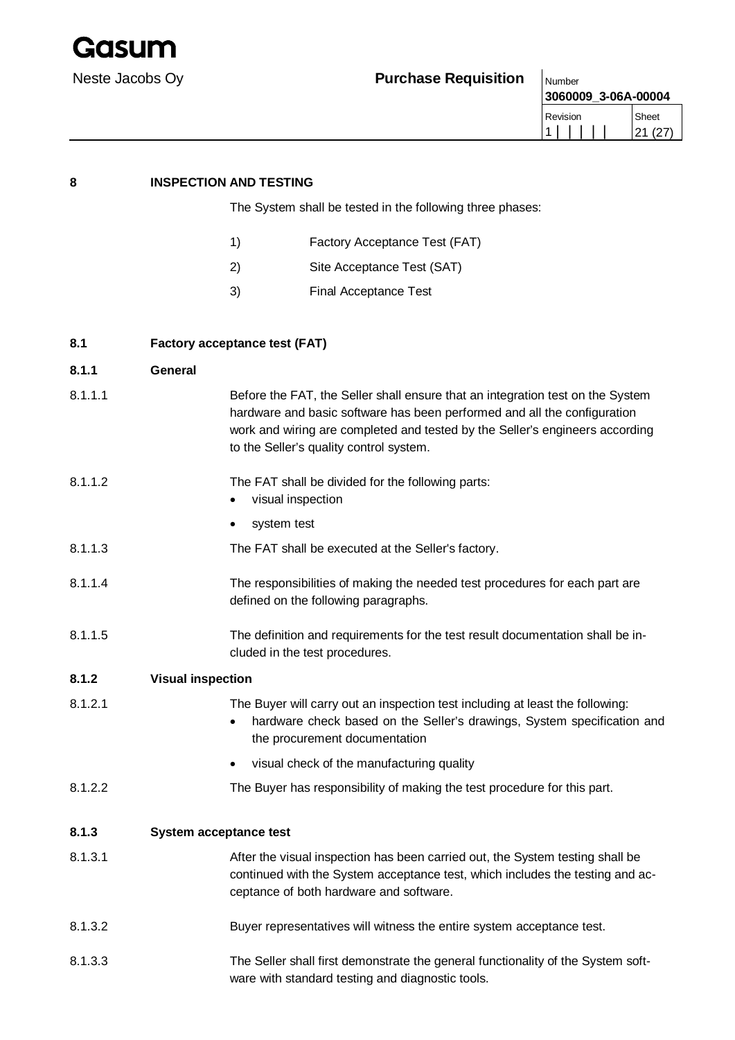## 8 INSPECTION AND TESTING

The System shall be tested in the following three phases:

1) Factory Acceptance Test (FAT)
2) Site Acceptance Test (SAT)
3) Final Acceptance Test

### 8.1 Factory acceptance test (FAT)

#### 8.1.1 General

8.1.1.1 Before the FAT, the Seller shall ensure that an integration test on the System hardware and basic software has been performed and all the configuration work and wiring are completed and tested by the Seller's engineers according to the Seller's quality control system.

8.1.1.2 The FAT shall be divided for the following parts:

- visual inspection
- system test

8.1.1.3 The FAT shall be executed at the Seller's factory.

8.1.1.4 The responsibilities of making the needed test procedures for each part are defined on the following paragraphs.

8.1.1.5 The definition and requirements for the test result documentation shall be included in the test procedures.

#### 8.1.2 Visual inspection

8.1.2.1 The Buyer will carry out an inspection test including at least the following:

- hardware check based on the Seller's drawings, System specification and the procurement documentation
- visual check of the manufacturing quality

8.1.2.2 The Buyer has responsibility of making the test procedure for this part.

#### 8.1.3 System acceptance test

8.1.3.1 After the visual inspection has been carried out, the System testing shall be continued with the System acceptance test, which includes the testing and acceptance of both hardware and software.

8.1.3.2 Buyer representatives will witness the entire system acceptance test.

8.1.3.3 The Seller shall first demonstrate the general functionality of the System software with standard testing and diagnostic tools.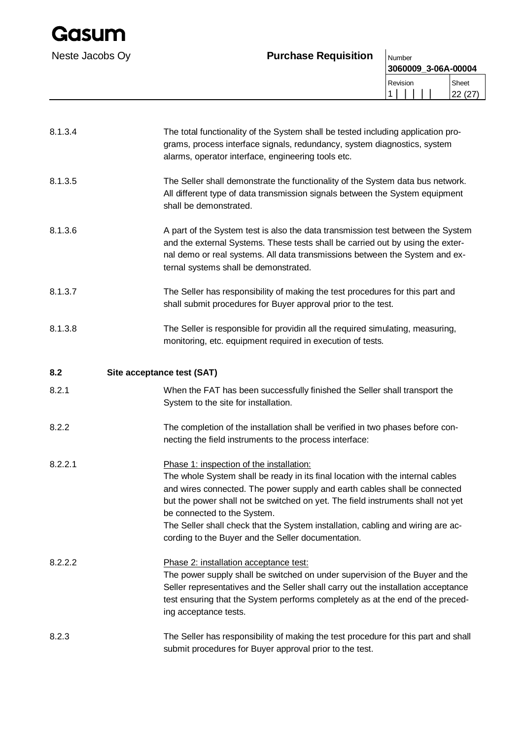8.1.3.4 The total functionality of the System shall be tested including application programs, process interface signals, redundancy, system diagnostics, system alarms, operator interface, engineering tools etc.

8.1.3.5 The Seller shall demonstrate the functionality of the System data bus network. All different type of data transmission signals between the System equipment shall be demonstrated.

8.1.3.6 A part of the System test is also the data transmission test between the System and the external Systems. These tests shall be carried out by using the external demo or real systems. All data transmissions between the System and external systems shall be demonstrated.

8.1.3.7 The Seller has responsibility of making the test procedures for this part and shall submit procedures for Buyer approval prior to the test.

8.1.3.8 The Seller is responsible for providin all the required simulating, measuring, monitoring, etc. equipment required in execution of tests.

## 8.2 Site acceptance test (SAT)

8.2.1 When the FAT has been successfully finished the Seller shall transport the System to the site for installation.

8.2.2 The completion of the installation shall be verified in two phases before connecting the field instruments to the process interface:

8.2.2.1 Phase 1: inspection of the installation:
The whole System shall be ready in its final location with the internal cables and wires connected. The power supply and earth cables shall be connected but the power shall not be switched on yet. The field instruments shall not yet be connected to the System.
The Seller shall check that the System installation, cabling and wiring are according to the Buyer and the Seller documentation.

8.2.2.2 Phase 2: installation acceptance test:
The power supply shall be switched on under supervision of the Buyer and the Seller representatives and the Seller shall carry out the installation acceptance test ensuring that the System performs completely as at the end of the preceding acceptance tests.

8.2.3 The Seller has responsibility of making the test procedure for this part and shall submit procedures for Buyer approval prior to the test.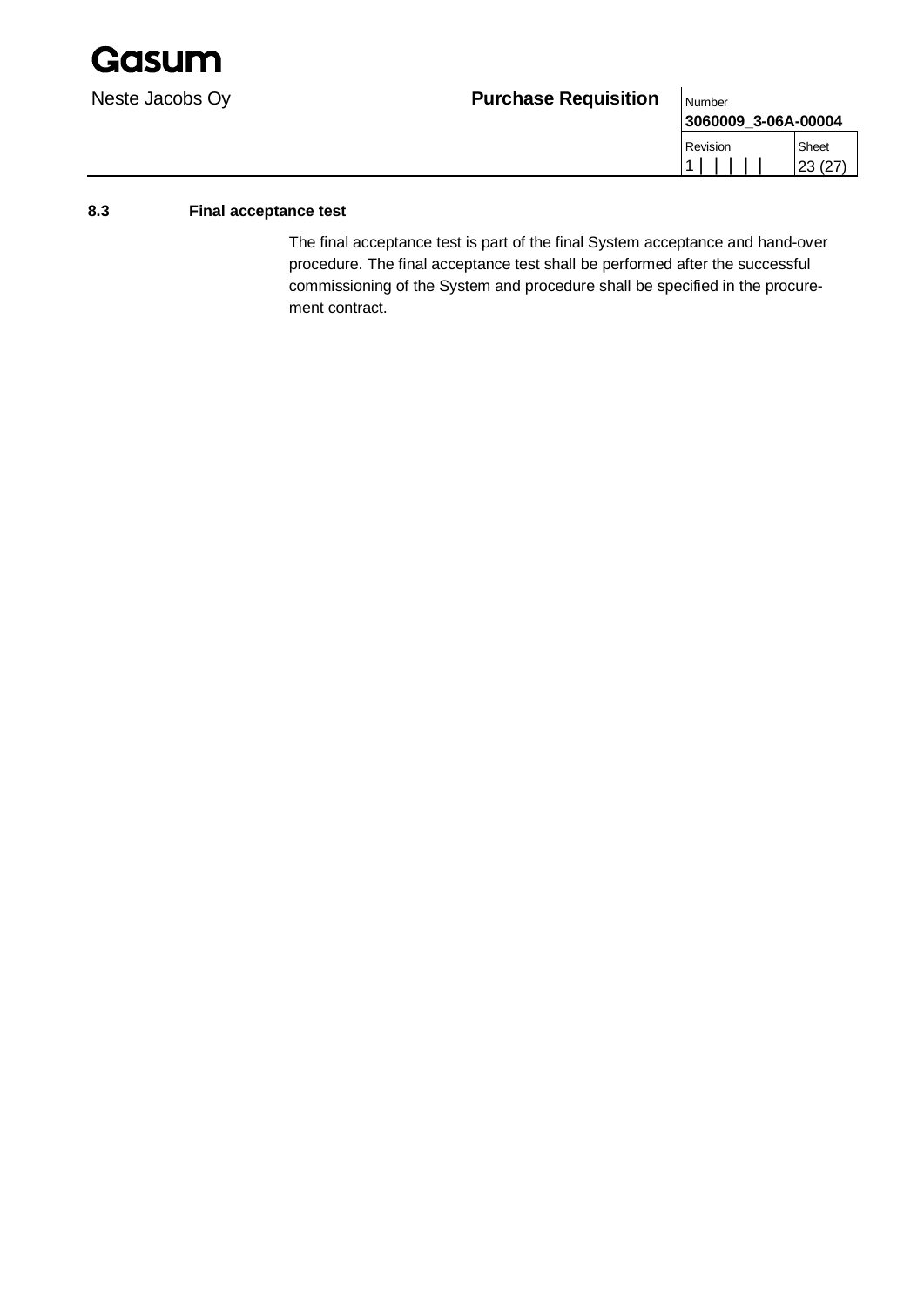### 8.3 Final acceptance test

The final acceptance test is part of the final System acceptance and hand-over procedure. The final acceptance test shall be performed after the successful commissioning of the System and procedure shall be specified in the procurement contract.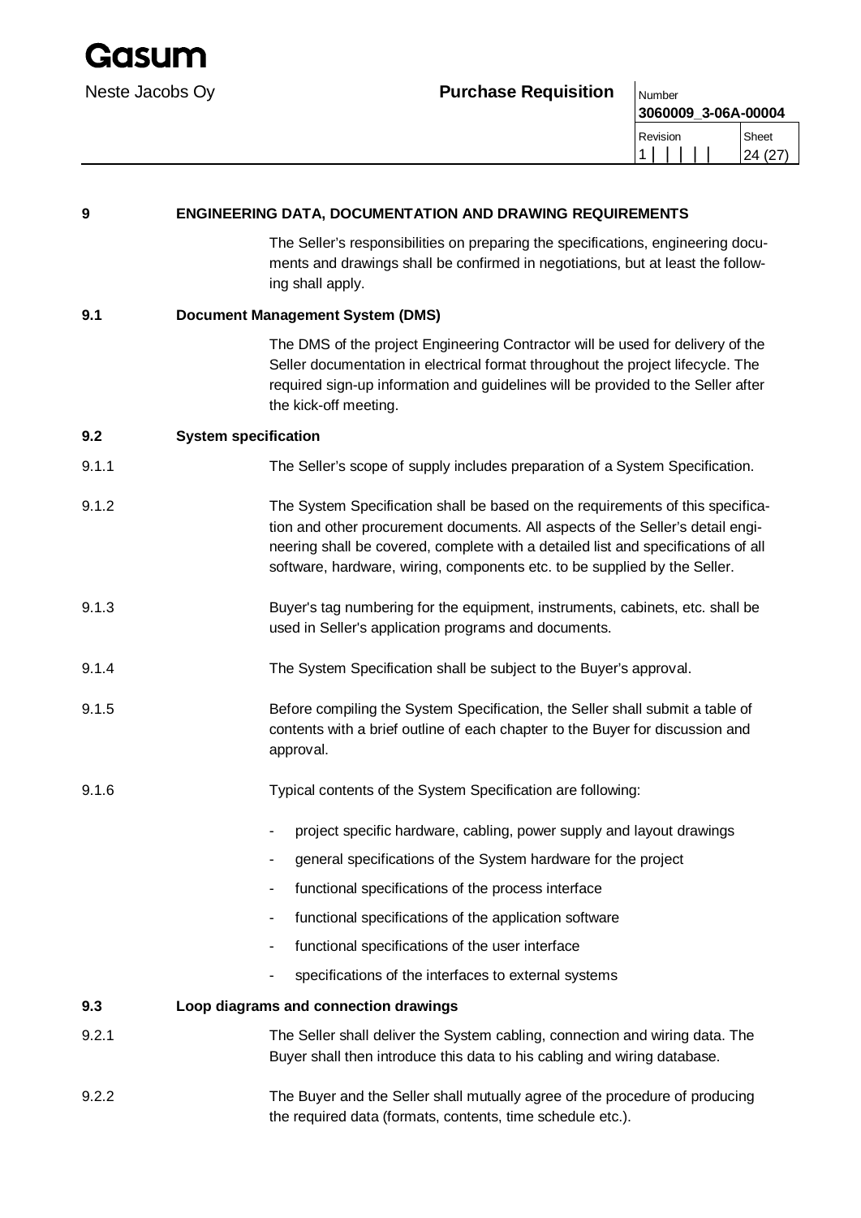## 9 ENGINEERING DATA, DOCUMENTATION AND DRAWING REQUIREMENTS

The Seller's responsibilities on preparing the specifications, engineering documents and drawings shall be confirmed in negotiations, but at least the following shall apply.

### 9.1 Document Management System (DMS)

The DMS of the project Engineering Contractor will be used for delivery of the Seller documentation in electrical format throughout the project lifecycle. The required sign-up information and guidelines will be provided to the Seller after the kick-off meeting.

### 9.2 System specification

9.1.1 The Seller's scope of supply includes preparation of a System Specification.

9.1.2 The System Specification shall be based on the requirements of this specification and other procurement documents. All aspects of the Seller's detail engineering shall be covered, complete with a detailed list and specifications of all software, hardware, wiring, components etc. to be supplied by the Seller.

9.1.3 Buyer's tag numbering for the equipment, instruments, cabinets, etc. shall be used in Seller's application programs and documents.

9.1.4 The System Specification shall be subject to the Buyer's approval.

9.1.5 Before compiling the System Specification, the Seller shall submit a table of contents with a brief outline of each chapter to the Buyer for discussion and approval.

9.1.6 Typical contents of the System Specification are following:

- project specific hardware, cabling, power supply and layout drawings
- general specifications of the System hardware for the project
- functional specifications of the process interface
- functional specifications of the application software
- functional specifications of the user interface
- specifications of the interfaces to external systems

### 9.3 Loop diagrams and connection drawings

9.2.1 The Seller shall deliver the System cabling, connection and wiring data. The Buyer shall then introduce this data to his cabling and wiring database.

9.2.2 The Buyer and the Seller shall mutually agree of the procedure of producing the required data (formats, contents, time schedule etc.).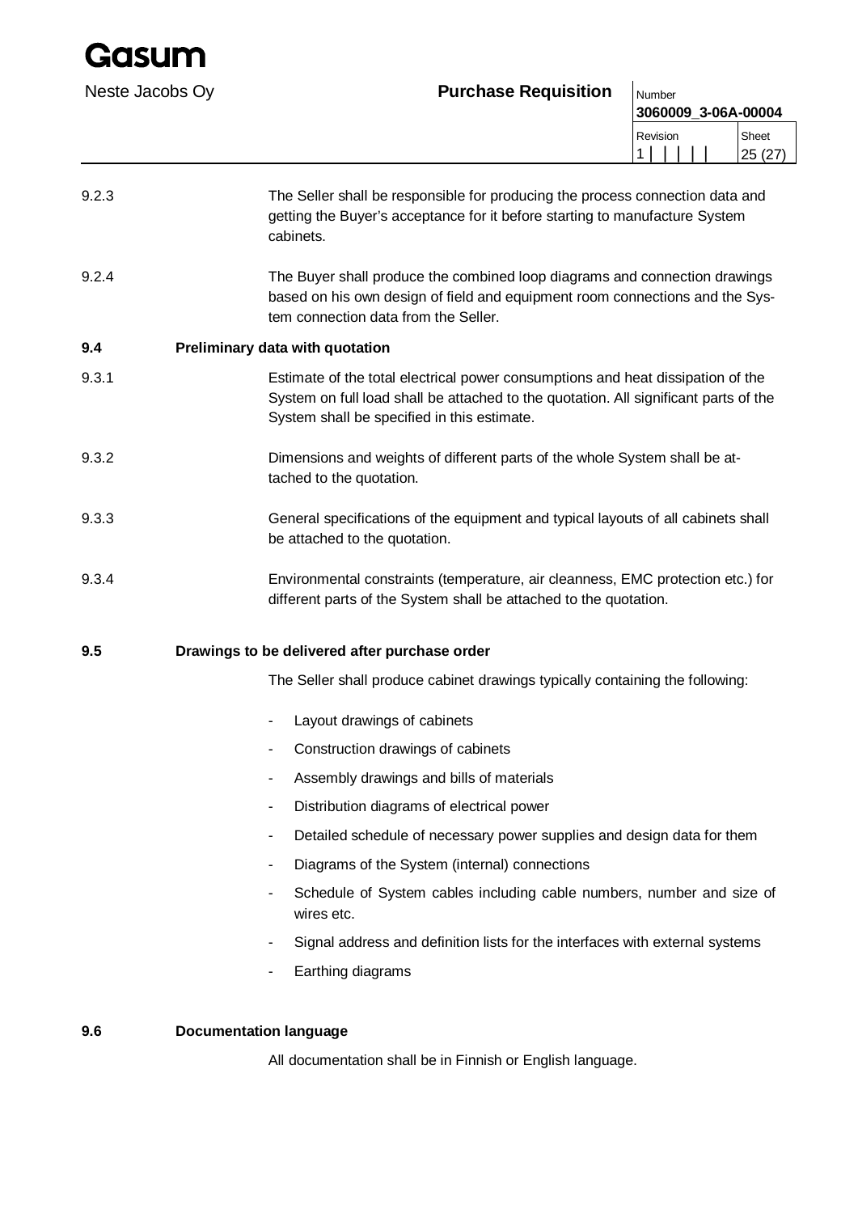9.2.3 The Seller shall be responsible for producing the process connection data and getting the Buyer's acceptance for it before starting to manufacture System cabinets.

9.2.4 The Buyer shall produce the combined loop diagrams and connection drawings based on his own design of field and equipment room connections and the System connection data from the Seller.

## 9.4 Preliminary data with quotation

9.3.1 Estimate of the total electrical power consumptions and heat dissipation of the System on full load shall be attached to the quotation. All significant parts of the System shall be specified in this estimate.

9.3.2 Dimensions and weights of different parts of the whole System shall be attached to the quotation.

9.3.3 General specifications of the equipment and typical layouts of all cabinets shall be attached to the quotation.

9.3.4 Environmental constraints (temperature, air cleanness, EMC protection etc.) for different parts of the System shall be attached to the quotation.

## 9.5 Drawings to be delivered after purchase order

The Seller shall produce cabinet drawings typically containing the following:

- Layout drawings of cabinets
- Construction drawings of cabinets
- Assembly drawings and bills of materials
- Distribution diagrams of electrical power
- Detailed schedule of necessary power supplies and design data for them
- Diagrams of the System (internal) connections
- Schedule of System cables including cable numbers, number and size of wires etc.
- Signal address and definition lists for the interfaces with external systems
- Earthing diagrams

## 9.6 Documentation language

All documentation shall be in Finnish or English language.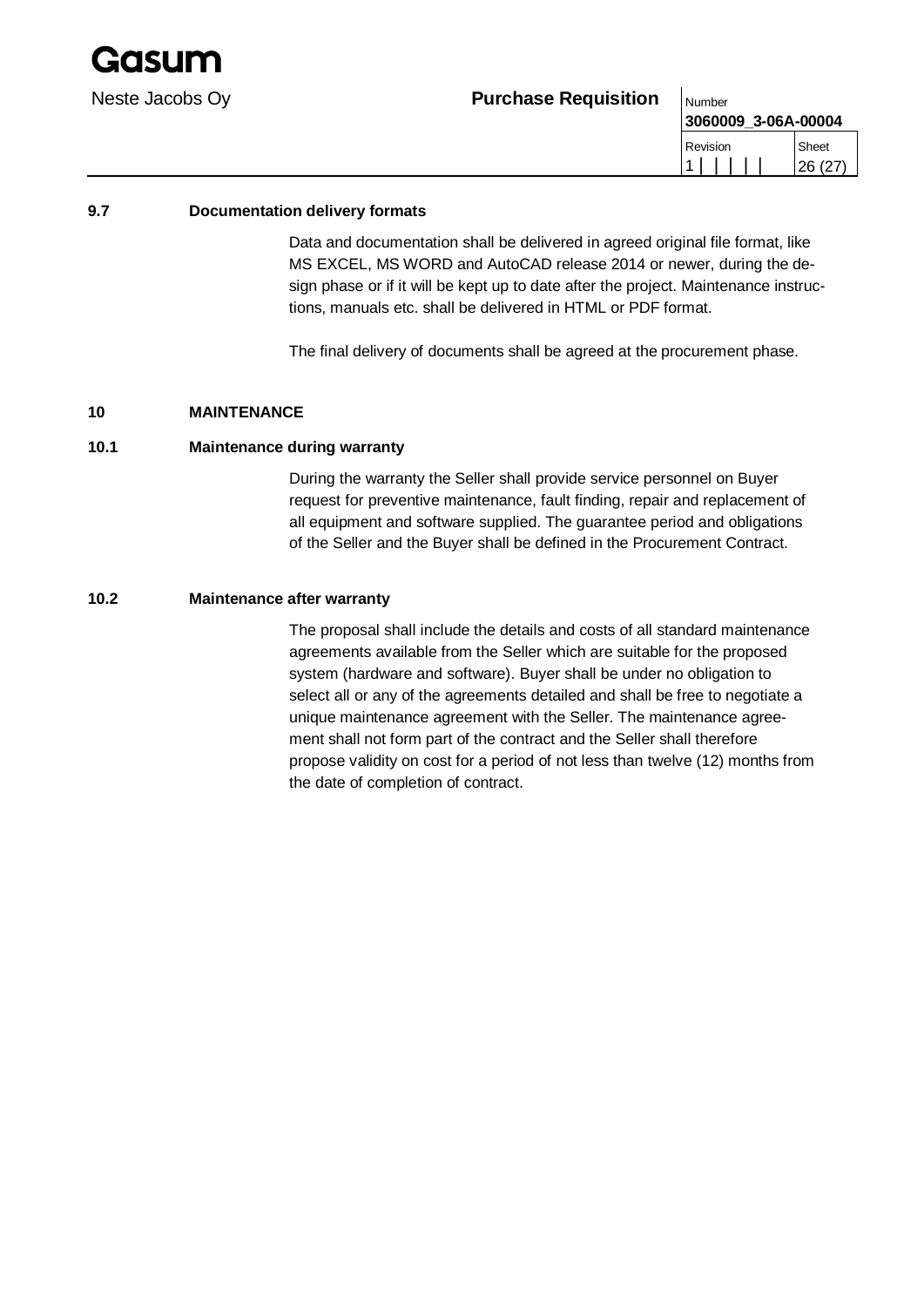### 9.7 Documentation delivery formats

Data and documentation shall be delivered in agreed original file format, like MS EXCEL, MS WORD and AutoCAD release 2014 or newer, during the design phase or if it will be kept up to date after the project. Maintenance instructions, manuals etc. shall be delivered in HTML or PDF format.

The final delivery of documents shall be agreed at the procurement phase.

## 10 MAINTENANCE

### 10.1 Maintenance during warranty

During the warranty the Seller shall provide service personnel on Buyer request for preventive maintenance, fault finding, repair and replacement of all equipment and software supplied. The guarantee period and obligations of the Seller and the Buyer shall be defined in the Procurement Contract.

### 10.2 Maintenance after warranty

The proposal shall include the details and costs of all standard maintenance agreements available from the Seller which are suitable for the proposed system (hardware and software). Buyer shall be under no obligation to select all or any of the agreements detailed and shall be free to negotiate a unique maintenance agreement with the Seller. The maintenance agreement shall not form part of the contract and the Seller shall therefore propose validity on cost for a period of not less than twelve (12) months from the date of completion of contract.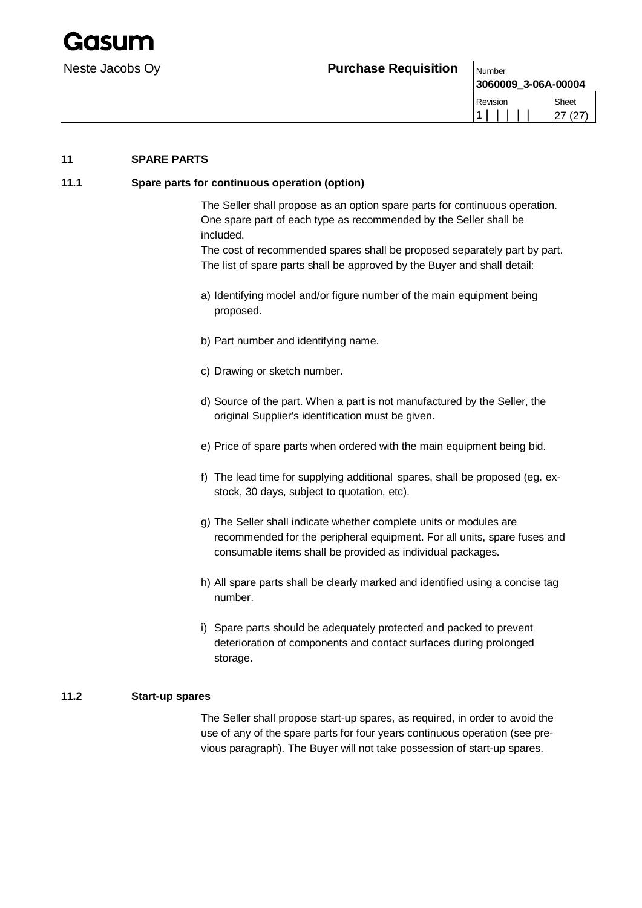## 11 SPARE PARTS

### 11.1 Spare parts for continuous operation (option)

The Seller shall propose as an option spare parts for continuous operation. One spare part of each type as recommended by the Seller shall be included.
The cost of recommended spares shall be proposed separately part by part. The list of spare parts shall be approved by the Buyer and shall detail:

a) Identifying model and/or figure number of the main equipment being proposed.

b) Part number and identifying name.

c) Drawing or sketch number.

d) Source of the part. When a part is not manufactured by the Seller, the original Supplier's identification must be given.

e) Price of spare parts when ordered with the main equipment being bid.

f) The lead time for supplying additional spares, shall be proposed (eg. ex-stock, 30 days, subject to quotation, etc).

g) The Seller shall indicate whether complete units or modules are recommended for the peripheral equipment. For all units, spare fuses and consumable items shall be provided as individual packages.

h) All spare parts shall be clearly marked and identified using a concise tag number.

i) Spare parts should be adequately protected and packed to prevent deterioration of components and contact surfaces during prolonged storage.

### 11.2 Start-up spares

The Seller shall propose start-up spares, as required, in order to avoid the use of any of the spare parts for four years continuous operation (see previous paragraph). The Buyer will not take possession of start-up spares.